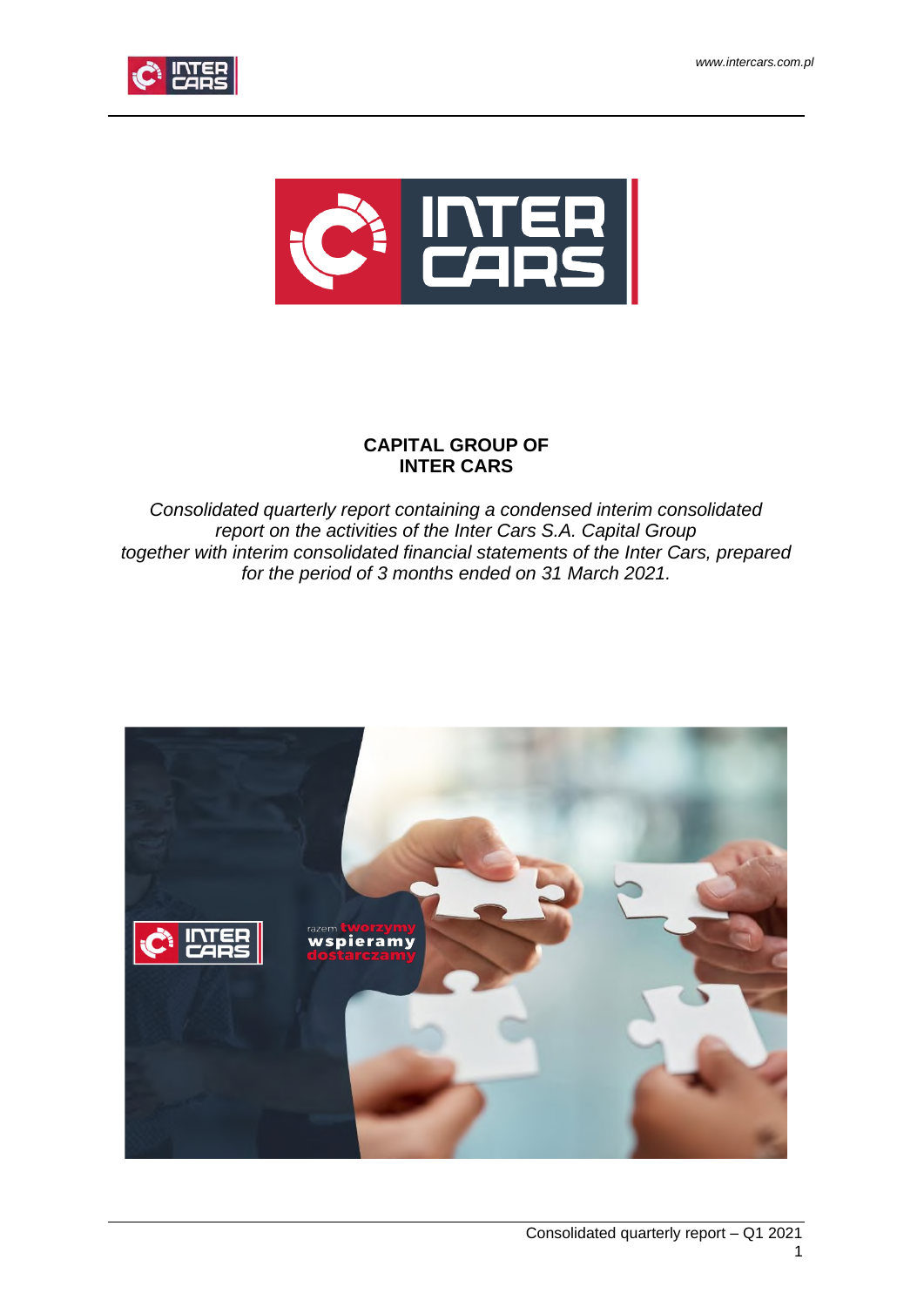**CAPITAL GROUP OF INTER CARS**

*Consolidated quarterly report containing a condensed interim consolidated report on the activities of the Inter Cars S.A. Capital Group together with interim consolidated financial statements of the Inter Cars, prepared for the period of 3 months ended on 31 March 2021.*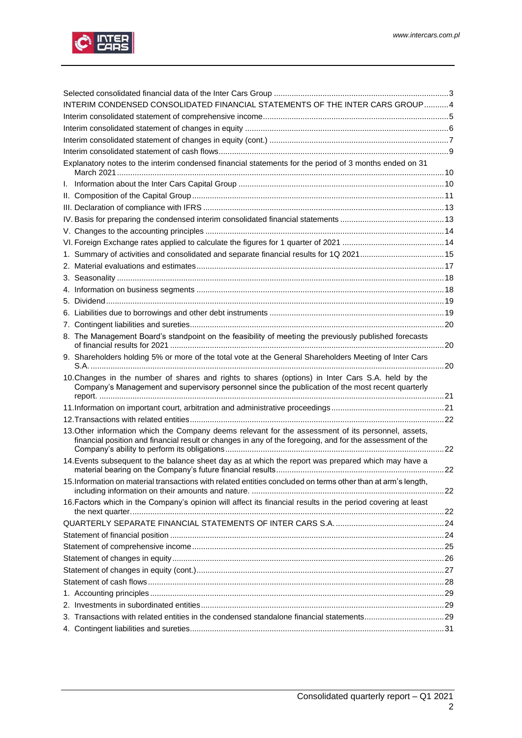Selected consolidated financial data of the Inter Cars Group ....... 3

INTERIM CONDENSED CONSOLIDATED FINANCIAL STATEMENTS OF THE INTER CARS GROUP ....... 4

Interim consolidated statement of comprehensive income ....... 5

Interim consolidated statement of changes in equity ....... 6

Interim consolidated statement of changes in equity (cont.) ....... 7

Interim consolidated statement of cash flows ....... 9

Explanatory notes to the interim condensed financial statements for the period of 3 months ended on 31 March 2021 ....... 10

I. Information about the Inter Cars Capital Group ....... 10

II. Composition of the Capital Group ....... 11

III. Declaration of compliance with IFRS ....... 13

IV. Basis for preparing the condensed interim consolidated financial statements ....... 13

V. Changes to the accounting principles ....... 14

VI. Foreign Exchange rates applied to calculate the figures for 1 quarter of 2021 ....... 14

1. Summary of activities and consolidated and separate financial results for 1Q 2021 ....... 15
2. Material evaluations and estimates ....... 17
3. Seasonality ....... 18
4. Information on business segments ....... 18
5. Dividend ....... 19
6. Liabilities due to borrowings and other debt instruments ....... 19
7. Contingent liabilities and sureties ....... 20
8. The Management Board's standpoint on the feasibility of meeting the previously published forecasts of financial results for 2021 ....... 20
9. Shareholders holding 5% or more of the total vote at the General Shareholders Meeting of Inter Cars S.A. ....... 20
10. Changes in the number of shares and rights to shares (options) in Inter Cars S.A. held by the Company's Management and supervisory personnel since the publication of the most recent quarterly report. ....... 21
11. Information on important court, arbitration and administrative proceedings ....... 21
12. Transactions with related entities ....... 22
13. Other information which the Company deems relevant for the assessment of its personnel, assets, financial position and financial result or changes in any of the foregoing, and for the assessment of the Company's ability to perform its obligations ....... 22
14. Events subsequent to the balance sheet day as at which the report was prepared which may have a material bearing on the Company's future financial results ....... 22
15. Information on material transactions with related entities concluded on terms other than at arm's length, including information on their amounts and nature. ....... 22
16. Factors which in the Company's opinion will affect its financial results in the period covering at least the next quarter. ....... 22

QUARTERLY SEPARATE FINANCIAL STATEMENTS OF INTER CARS S.A. ....... 24

Statement of financial position ....... 24

Statement of comprehensive income ....... 25

Statement of changes in equity ....... 26

Statement of changes in equity (cont.) ....... 27

Statement of cash flows ....... 28

1. Accounting principles ....... 29
2. Investments in subordinated entities ....... 29
3. Transactions with related entities in the condensed standalone financial statements ....... 29
4. Contingent liabilities and sureties ....... 31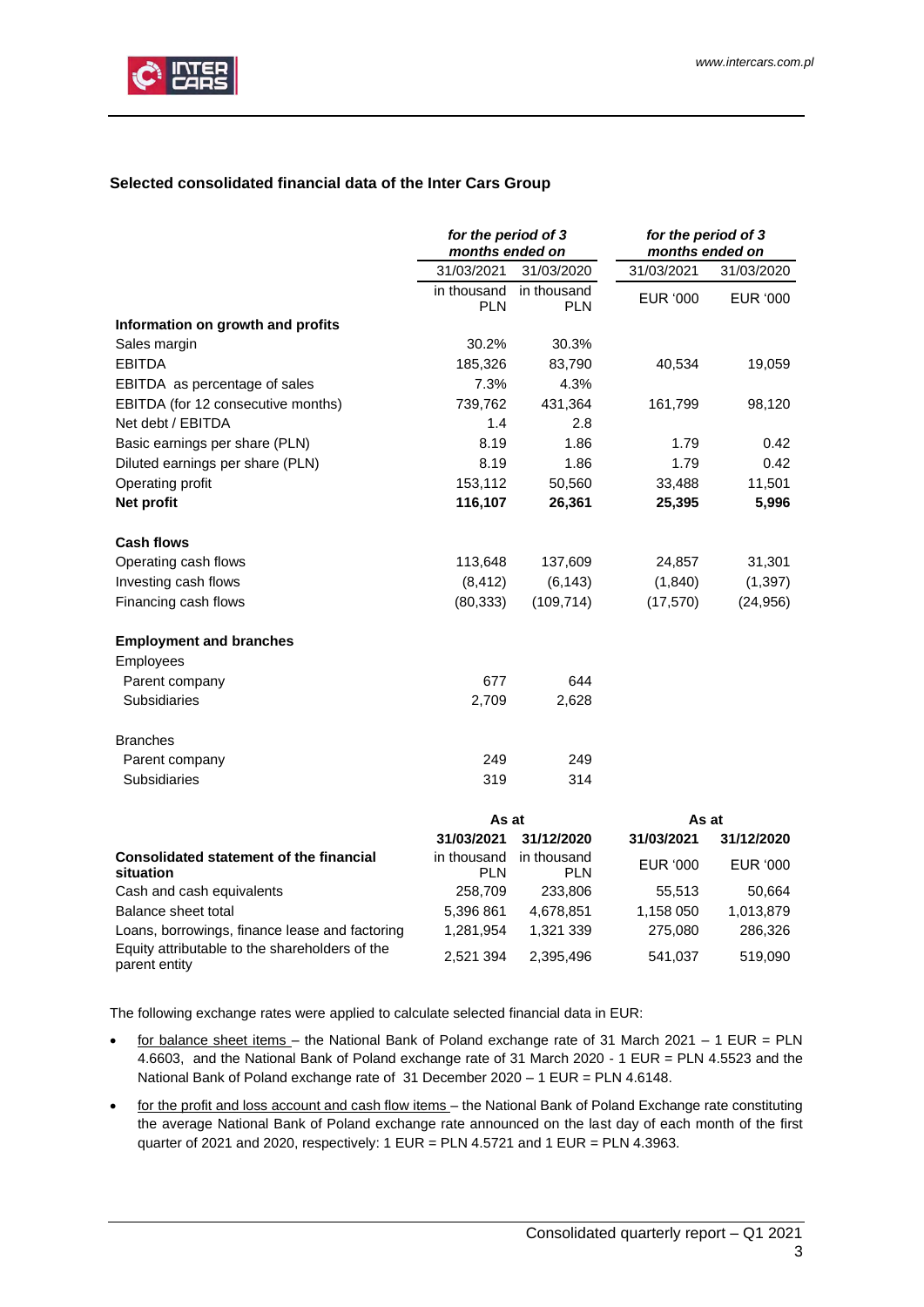## Selected consolidated financial data of the Inter Cars Group

| | *for the period of 3 months ended on* | | *for the period of 3 months ended on* | |
|---|---|---|---|---|
| | 31/03/2021 | 31/03/2020 | 31/03/2021 | 31/03/2020 |
| | in thousand PLN | in thousand PLN | EUR '000 | EUR '000 |
| **Information on growth and profits** | | | | |
| Sales margin | 30.2% | 30.3% | | |
| EBITDA | 185,326 | 83,790 | 40,534 | 19,059 |
| EBITDA as percentage of sales | 7.3% | 4.3% | | |
| EBITDA (for 12 consecutive months) | 739,762 | 431,364 | 161,799 | 98,120 |
| Net debt / EBITDA | 1.4 | 2.8 | | |
| Basic earnings per share (PLN) | 8.19 | 1.86 | 1.79 | 0.42 |
| Diluted earnings per share (PLN) | 8.19 | 1.86 | 1.79 | 0.42 |
| Operating profit | 153,112 | 50,560 | 33,488 | 11,501 |
| **Net profit** | **116,107** | **26,361** | **25,395** | **5,996** |
| **Cash flows** | | | | |
| Operating cash flows | 113,648 | 137,609 | 24,857 | 31,301 |
| Investing cash flows | (8,412) | (6,143) | (1,840) | (1,397) |
| Financing cash flows | (80,333) | (109,714) | (17,570) | (24,956) |
| **Employment and branches** | | | | |
| Employees | | | | |
| Parent company | 677 | 644 | | |
| Subsidiaries | 2,709 | 2,628 | | |
| Branches | | | | |
| Parent company | 249 | 249 | | |
| Subsidiaries | 319 | 314 | | |

| | **As at** | | **As at** | |
|---|---|---|---|---|
| | **31/03/2021** | **31/12/2020** | **31/03/2021** | **31/12/2020** |
| **Consolidated statement of the financial situation** | in thousand PLN | in thousand PLN | EUR '000 | EUR '000 |
| Cash and cash equivalents | 258,709 | 233,806 | 55,513 | 50,664 |
| Balance sheet total | 5,396 861 | 4,678,851 | 1,158 050 | 1,013,879 |
| Loans, borrowings, finance lease and factoring | 1,281,954 | 1,321 339 | 275,080 | 286,326 |
| Equity attributable to the shareholders of the parent entity | 2,521 394 | 2,395,496 | 541,037 | 519,090 |

The following exchange rates were applied to calculate selected financial data in EUR:

- for balance sheet items – the National Bank of Poland exchange rate of 31 March 2021 – 1 EUR = PLN 4.6603, and the National Bank of Poland exchange rate of 31 March 2020 - 1 EUR = PLN 4.5523 and the National Bank of Poland exchange rate of 31 December 2020 – 1 EUR = PLN 4.6148.
- for the profit and loss account and cash flow items – the National Bank of Poland Exchange rate constituting the average National Bank of Poland exchange rate announced on the last day of each month of the first quarter of 2021 and 2020, respectively: 1 EUR = PLN 4.5721 and 1 EUR = PLN 4.3963.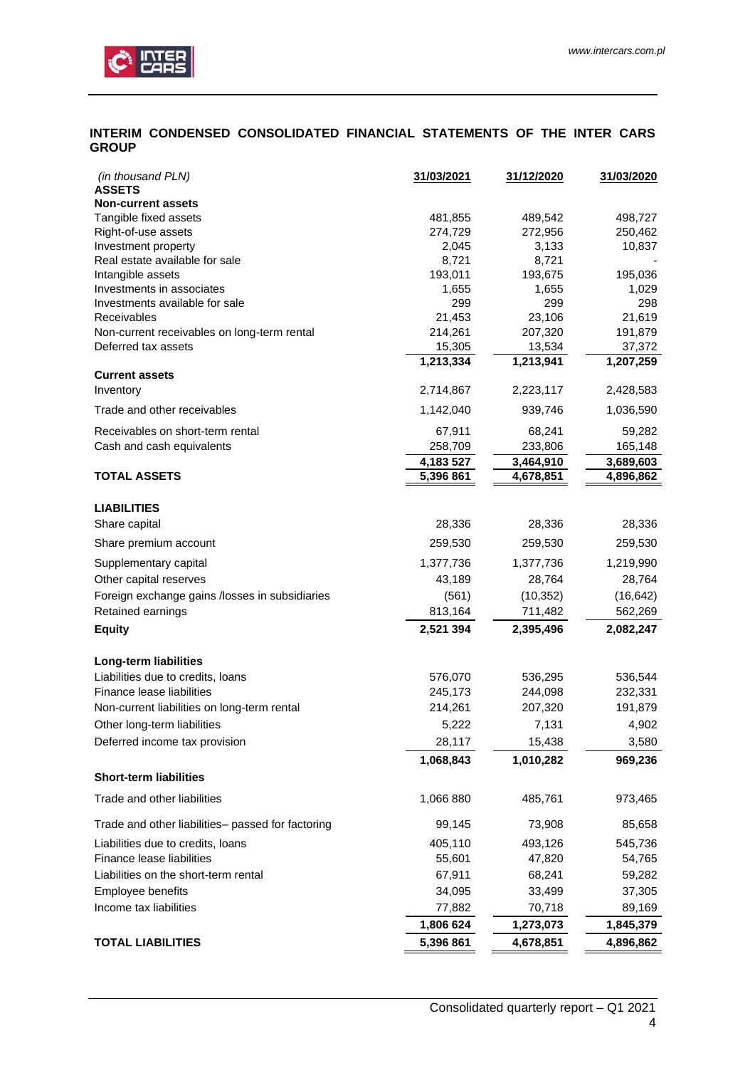## INTERIM CONDENSED CONSOLIDATED FINANCIAL STATEMENTS OF THE INTER CARS GROUP

| *(in thousand PLN)* | 31/03/2021 | 31/12/2020 | 31/03/2020 |
|---|---|---|---|
| **ASSETS** | | | |
| **Non-current assets** | | | |
| Tangible fixed assets | 481,855 | 489,542 | 498,727 |
| Right-of-use assets | 274,729 | 272,956 | 250,462 |
| Investment property | 2,045 | 3,133 | 10,837 |
| Real estate available for sale | 8,721 | 8,721 | - |
| Intangible assets | 193,011 | 193,675 | 195,036 |
| Investments in associates | 1,655 | 1,655 | 1,029 |
| Investments available for sale | 299 | 299 | 298 |
| Receivables | 21,453 | 23,106 | 21,619 |
| Non-current receivables on long-term rental | 214,261 | 207,320 | 191,879 |
| Deferred tax assets | 15,305 | 13,534 | 37,372 |
| | **1,213,334** | **1,213,941** | **1,207,259** |
| **Current assets** | | | |
| Inventory | 2,714,867 | 2,223,117 | 2,428,583 |
| Trade and other receivables | 1,142,040 | 939,746 | 1,036,590 |
| Receivables on short-term rental | 67,911 | 68,241 | 59,282 |
| Cash and cash equivalents | 258,709 | 233,806 | 165,148 |
| | **4,183 527** | **3,464,910** | **3,689,603** |
| **TOTAL ASSETS** | **5,396 861** | **4,678,851** | **4,896,862** |
| | | | |
| **LIABILITIES** | | | |
| Share capital | 28,336 | 28,336 | 28,336 |
| Share premium account | 259,530 | 259,530 | 259,530 |
| Supplementary capital | 1,377,736 | 1,377,736 | 1,219,990 |
| Other capital reserves | 43,189 | 28,764 | 28,764 |
| Foreign exchange gains /losses in subsidiaries | (561) | (10,352) | (16,642) |
| Retained earnings | 813,164 | 711,482 | 562,269 |
| **Equity** | **2,521 394** | **2,395,496** | **2,082,247** |
| | | | |
| **Long-term liabilities** | | | |
| Liabilities due to credits, loans | 576,070 | 536,295 | 536,544 |
| Finance lease liabilities | 245,173 | 244,098 | 232,331 |
| Non-current liabilities on long-term rental | 214,261 | 207,320 | 191,879 |
| Other long-term liabilities | 5,222 | 7,131 | 4,902 |
| Deferred income tax provision | 28,117 | 15,438 | 3,580 |
| | **1,068,843** | **1,010,282** | **969,236** |
| **Short-term liabilities** | | | |
| Trade and other liabilities | 1,066 880 | 485,761 | 973,465 |
| Trade and other liabilities– passed for factoring | 99,145 | 73,908 | 85,658 |
| Liabilities due to credits, loans | 405,110 | 493,126 | 545,736 |
| Finance lease liabilities | 55,601 | 47,820 | 54,765 |
| Liabilities on the short-term rental | 67,911 | 68,241 | 59,282 |
| Employee benefits | 34,095 | 33,499 | 37,305 |
| Income tax liabilities | 77,882 | 70,718 | 89,169 |
| | **1,806 624** | **1,273,073** | **1,845,379** |
| **TOTAL LIABILITIES** | **5,396 861** | **4,678,851** | **4,896,862** |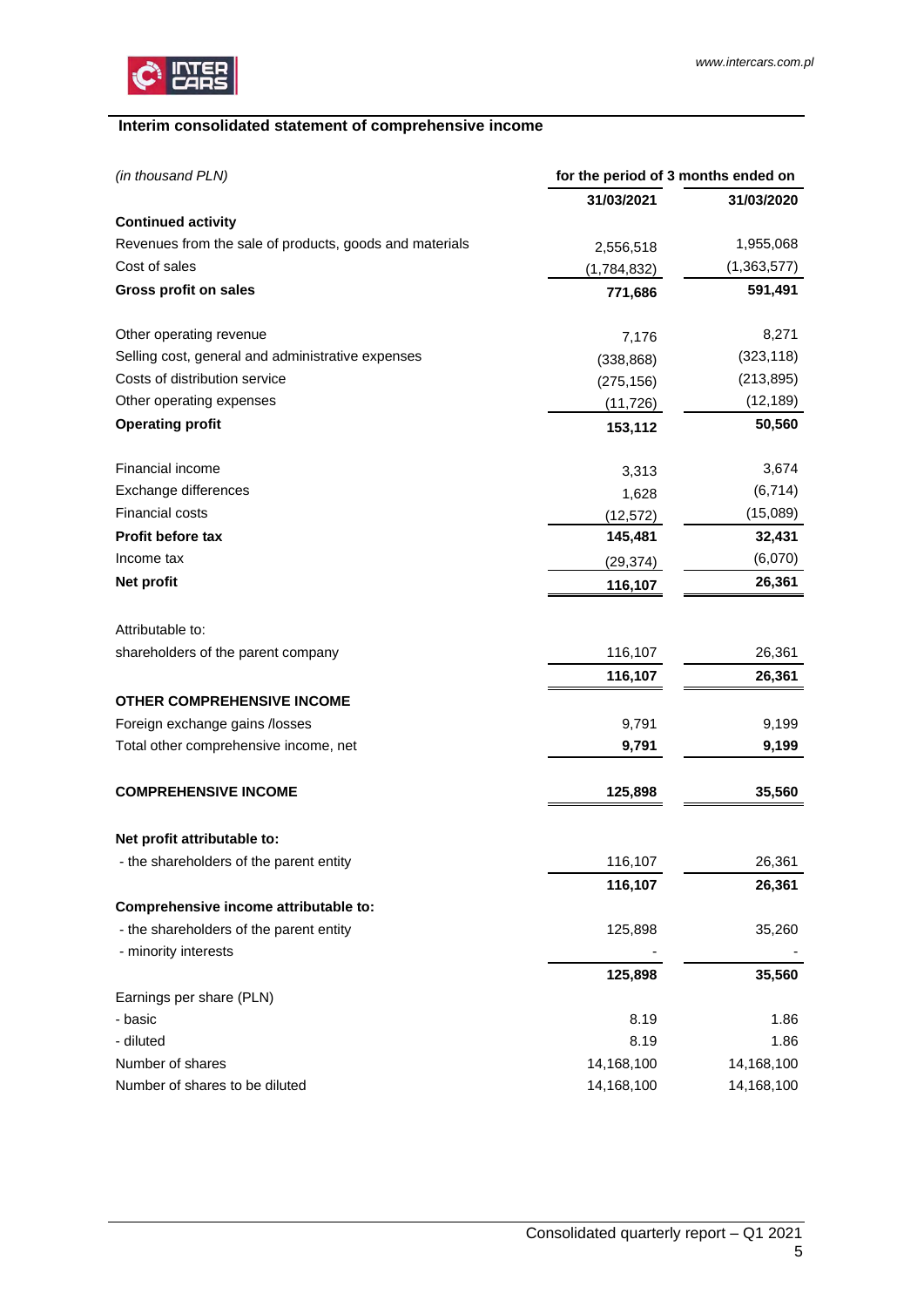## Interim consolidated statement of comprehensive income

| *(in thousand PLN)* | for the period of 3 months ended on | |
|---|---|---|
| | **31/03/2021** | **31/03/2020** |
| **Continued activity** | | |
| Revenues from the sale of products, goods and materials | 2,556,518 | 1,955,068 |
| Cost of sales | (1,784,832) | (1,363,577) |
| **Gross profit on sales** | **771,686** | **591,491** |
| | | |
| Other operating revenue | 7,176 | 8,271 |
| Selling cost, general and administrative expenses | (338,868) | (323,118) |
| Costs of distribution service | (275,156) | (213,895) |
| Other operating expenses | (11,726) | (12,189) |
| **Operating profit** | **153,112** | **50,560** |
| | | |
| Financial income | 3,313 | 3,674 |
| Exchange differences | 1,628 | (6,714) |
| Financial costs | (12,572) | (15,089) |
| **Profit before tax** | **145,481** | **32,431** |
| Income tax | (29,374) | (6,070) |
| **Net profit** | **116,107** | **26,361** |
| | | |
| Attributable to: | | |
| shareholders of the parent company | 116,107 | 26,361 |
| | **116,107** | **26,361** |
| **OTHER COMPREHENSIVE INCOME** | | |
| Foreign exchange gains /losses | 9,791 | 9,199 |
| Total other comprehensive income, net | **9,791** | **9,199** |
| | | |
| **COMPREHENSIVE INCOME** | **125,898** | **35,560** |
| | | |
| **Net profit attributable to:** | | |
| - the shareholders of the parent entity | 116,107 | 26,361 |
| | **116,107** | **26,361** |
| **Comprehensive income attributable to:** | | |
| - the shareholders of the parent entity | 125,898 | 35,260 |
| - minority interests | - | - |
| | **125,898** | **35,560** |
| Earnings per share (PLN) | | |
| - basic | 8.19 | 1.86 |
| - diluted | 8.19 | 1.86 |
| Number of shares | 14,168,100 | 14,168,100 |
| Number of shares to be diluted | 14,168,100 | 14,168,100 |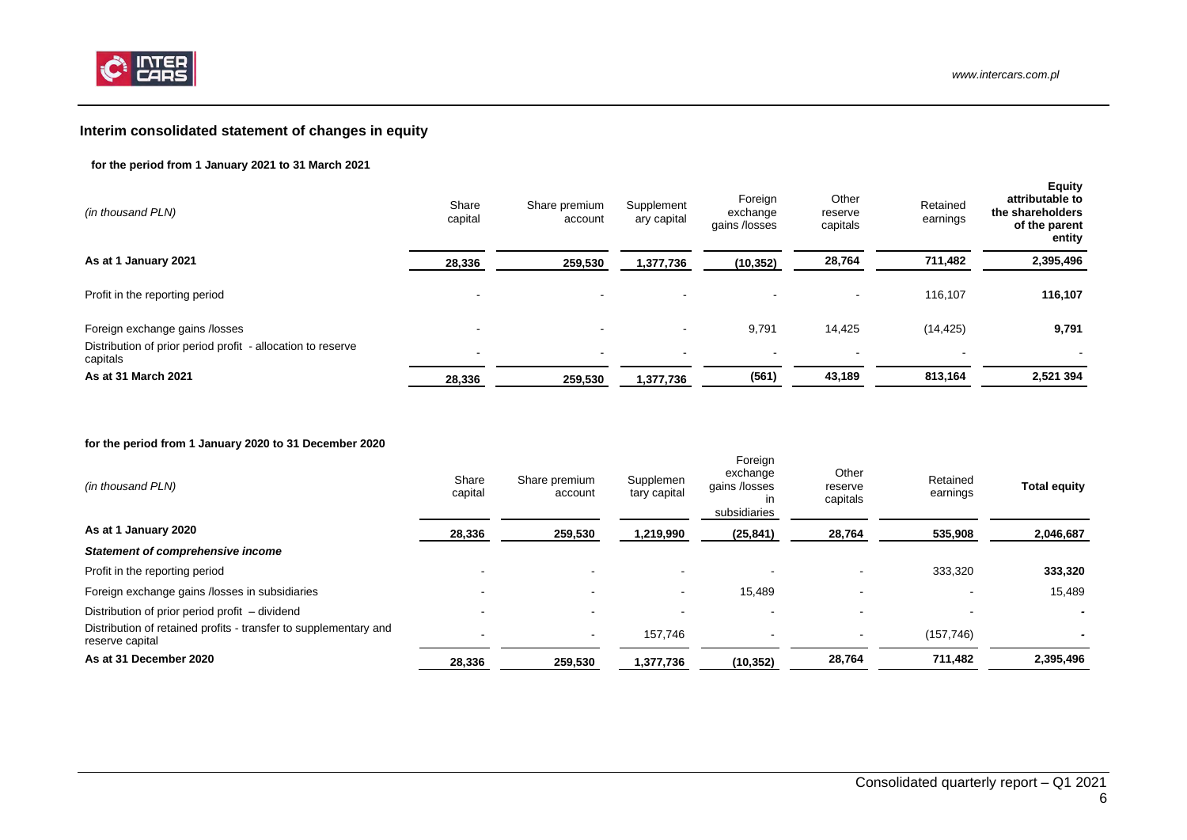## Interim consolidated statement of changes in equity

**for the period from 1 January 2021 to 31 March 2021**

| *(in thousand PLN)* | Share capital | Share premium account | Supplementary capital | Foreign exchange gains /losses | Other reserve capitals | Retained earnings | **Equity attributable to the shareholders of the parent entity** |
|---|---|---|---|---|---|---|---|
| **As at 1 January 2021** | **28,336** | **259,530** | **1,377,736** | **(10,352)** | **28,764** | **711,482** | **2,395,496** |
| Profit in the reporting period | - | - | - | - | - | 116,107 | **116,107** |
| Foreign exchange gains /losses | - | - | - | 9,791 | 14,425 | (14,425) | **9,791** |
| Distribution of prior period profit - allocation to reserve capitals | - | - | - | - | - | - | - |
| **As at 31 March 2021** | **28,336** | **259,530** | **1,377,736** | **(561)** | **43,189** | **813,164** | **2,521 394** |

**for the period from 1 January 2020 to 31 December 2020**

| *(in thousand PLN)* | Share capital | Share premium account | Supplementary capital | Foreign exchange gains /losses in subsidiaries | Other reserve capitals | Retained earnings | **Total equity** |
|---|---|---|---|---|---|---|---|
| **As at 1 January 2020** | **28,336** | **259,530** | **1,219,990** | **(25,841)** | **28,764** | **535,908** | **2,046,687** |
| ***Statement of comprehensive income*** | | | | | | | |
| Profit in the reporting period | - | - | - | - | - | 333,320 | **333,320** |
| Foreign exchange gains /losses in subsidiaries | - | - | - | 15,489 | - | - | 15,489 |
| Distribution of prior period profit – dividend | - | - | - | - | - | - | **-** |
| Distribution of retained profits - transfer to supplementary and reserve capital | - | - | 157,746 | - | - | (157,746) | **-** |
| **As at 31 December 2020** | **28,336** | **259,530** | **1,377,736** | **(10,352)** | **28,764** | **711,482** | **2,395,496** |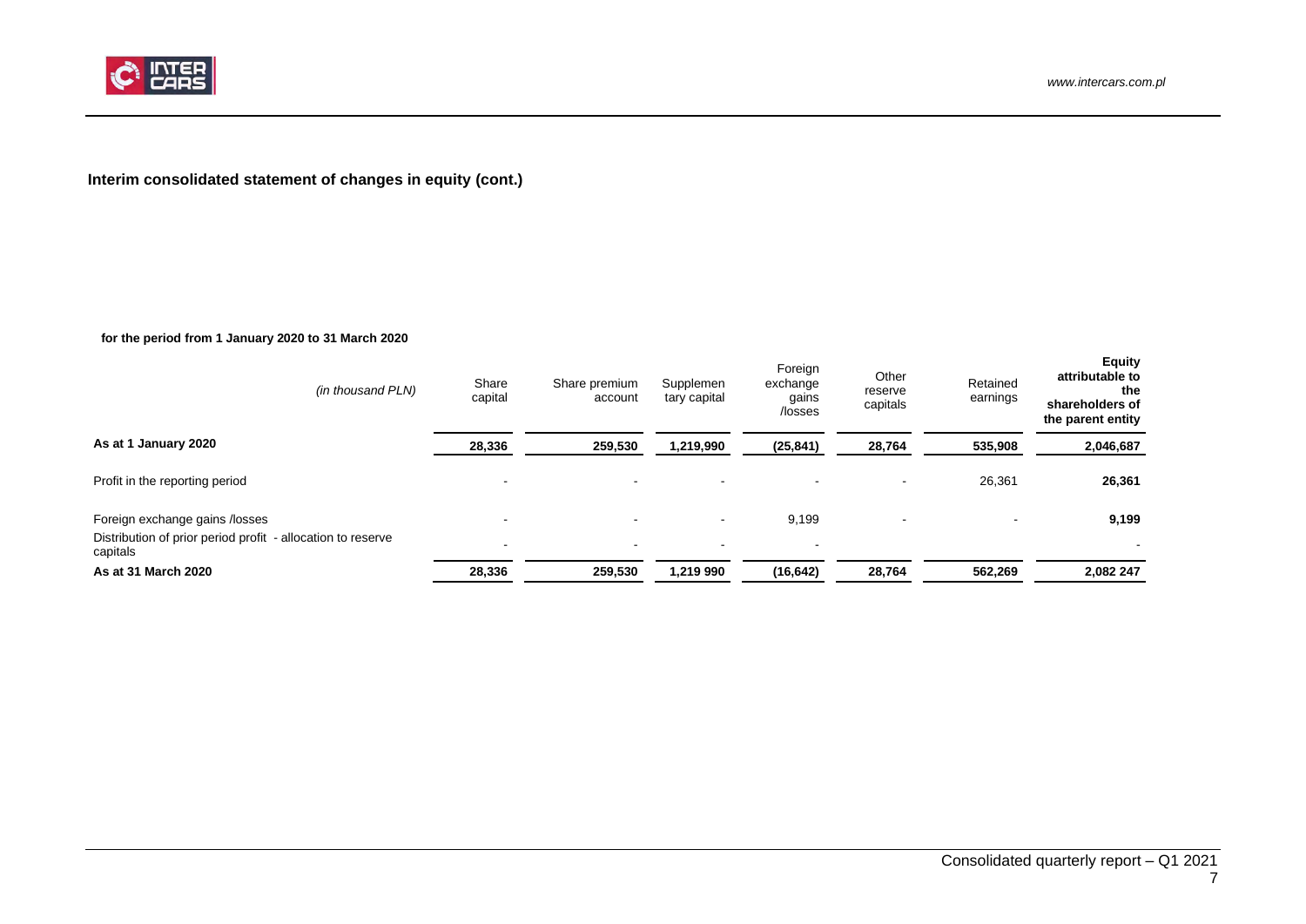## Interim consolidated statement of changes in equity (cont.)

**for the period from 1 January 2020 to 31 March 2020**

| *(in thousand PLN)* | Share capital | Share premium account | Supplementary capital | Foreign exchange gains /losses | Other reserve capitals | Retained earnings | **Equity attributable to the shareholders of the parent entity** |
|---|---|---|---|---|---|---|---|
| **As at 1 January 2020** | **28,336** | **259,530** | **1,219,990** | **(25,841)** | **28,764** | **535,908** | **2,046,687** |
| Profit in the reporting period | - | - | - | - | - | 26,361 | **26,361** |
| Foreign exchange gains /losses | - | - | - | 9,199 | - | - | **9,199** |
| Distribution of prior period profit - allocation to reserve capitals | - | - | - | - | | | - |
| **As at 31 March 2020** | **28,336** | **259,530** | **1,219 990** | **(16,642)** | **28,764** | **562,269** | **2,082 247** |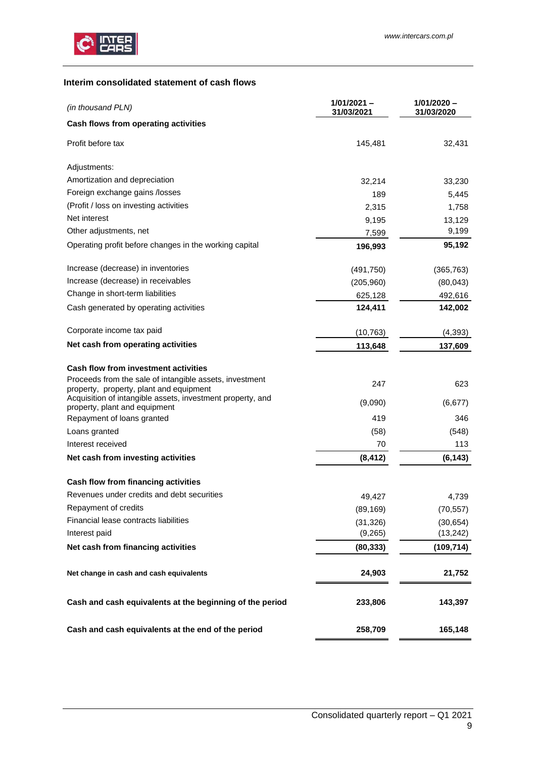### Interim consolidated statement of cash flows

| *(in thousand PLN)* | 1/01/2021 – 31/03/2021 | 1/01/2020 – 31/03/2020 |
|---|---|---|
| **Cash flows from operating activities** | | |
| Profit before tax | 145,481 | 32,431 |
| Adjustments: | | |
| Amortization and depreciation | 32,214 | 33,230 |
| Foreign exchange gains /losses | 189 | 5,445 |
| (Profit / loss on investing activities | 2,315 | 1,758 |
| Net interest | 9,195 | 13,129 |
| Other adjustments, net | 7,599 | 9,199 |
| Operating profit before changes in the working capital | **196,993** | **95,192** |
| Increase (decrease) in inventories | (491,750) | (365,763) |
| Increase (decrease) in receivables | (205,960) | (80,043) |
| Change in short-term liabilities | 625,128 | 492,616 |
| Cash generated by operating activities | **124,411** | **142,002** |
| Corporate income tax paid | (10,763) | (4,393) |
| **Net cash from operating activities** | **113,648** | **137,609** |
| **Cash flow from investment activities** | | |
| Proceeds from the sale of intangible assets, investment property, property, plant and equipment | 247 | 623 |
| Acquisition of intangible assets, investment property, and property, plant and equipment | (9,090) | (6,677) |
| Repayment of loans granted | 419 | 346 |
| Loans granted | (58) | (548) |
| Interest received | 70 | 113 |
| **Net cash from investing activities** | **(8,412)** | **(6,143)** |
| **Cash flow from financing activities** | | |
| Revenues under credits and debt securities | 49,427 | 4,739 |
| Repayment of credits | (89,169) | (70,557) |
| Financial lease contracts liabilities | (31,326) | (30,654) |
| Interest paid | (9,265) | (13,242) |
| **Net cash from financing activities** | **(80,333)** | **(109,714)** |
| **Net change in cash and cash equivalents** | **24,903** | **21,752** |
| **Cash and cash equivalents at the beginning of the period** | **233,806** | **143,397** |
| **Cash and cash equivalents at the end of the period** | **258,709** | **165,148** |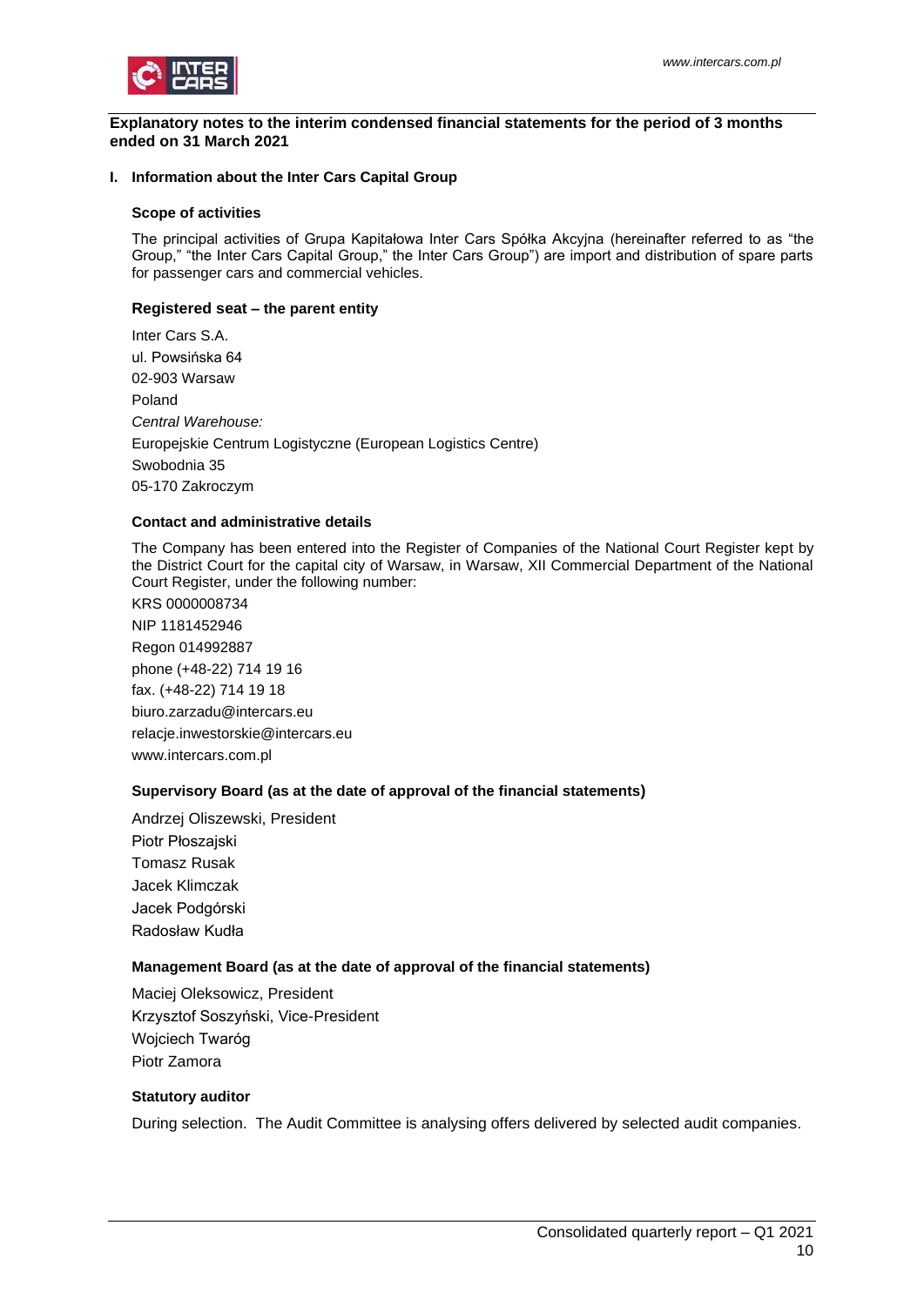**Explanatory notes to the interim condensed financial statements for the period of 3 months ended on 31 March 2021**

## I. Information about the Inter Cars Capital Group

### Scope of activities

The principal activities of Grupa Kapitałowa Inter Cars Spółka Akcyjna (hereinafter referred to as "the Group," "the Inter Cars Capital Group," the Inter Cars Group") are import and distribution of spare parts for passenger cars and commercial vehicles.

### Registered seat – the parent entity

Inter Cars S.A.
ul. Powsińska 64
02-903 Warsaw
Poland
*Central Warehouse:*
Europejskie Centrum Logistyczne (European Logistics Centre)
Swobodnia 35
05-170 Zakroczym

### Contact and administrative details

The Company has been entered into the Register of Companies of the National Court Register kept by the District Court for the capital city of Warsaw, in Warsaw, XII Commercial Department of the National Court Register, under the following number:
KRS 0000008734
NIP 1181452946
Regon 014992887
phone (+48-22) 714 19 16
fax. (+48-22) 714 19 18
biuro.zarzadu@intercars.eu
relacje.inwestorskie@intercars.eu
www.intercars.com.pl

### Supervisory Board (as at the date of approval of the financial statements)

Andrzej Oliszewski, President
Piotr Płoszajski
Tomasz Rusak
Jacek Klimczak
Jacek Podgórski
Radosław Kudła

### Management Board (as at the date of approval of the financial statements)

Maciej Oleksowicz, President
Krzysztof Soszyński, Vice-President
Wojciech Twaróg
Piotr Zamora

### Statutory auditor

During selection. The Audit Committee is analysing offers delivered by selected audit companies.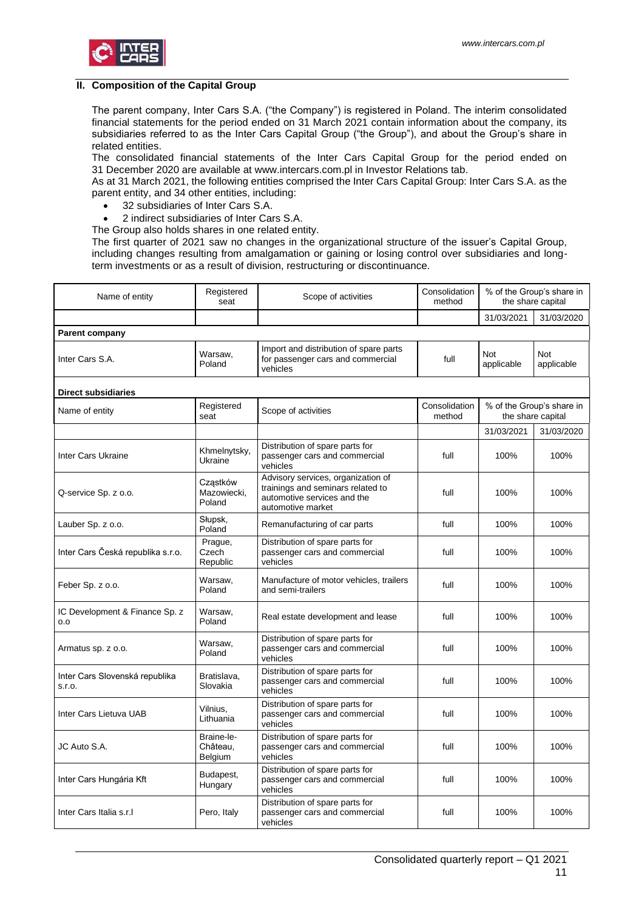## II. Composition of the Capital Group

The parent company, Inter Cars S.A. ("the Company") is registered in Poland. The interim consolidated financial statements for the period ended on 31 March 2021 contain information about the company, its subsidiaries referred to as the Inter Cars Capital Group ("the Group"), and about the Group's share in related entities.

The consolidated financial statements of the Inter Cars Capital Group for the period ended on 31 December 2020 are available at www.intercars.com.pl in Investor Relations tab.

As at 31 March 2021, the following entities comprised the Inter Cars Capital Group: Inter Cars S.A. as the parent entity, and 34 other entities, including:

- 32 subsidiaries of Inter Cars S.A.
- 2 indirect subsidiaries of Inter Cars S.A.

The Group also holds shares in one related entity.

The first quarter of 2021 saw no changes in the organizational structure of the issuer's Capital Group, including changes resulting from amalgamation or gaining or losing control over subsidiaries and long-term investments or as a result of division, restructuring or discontinuance.

| Name of entity | Registered seat | Scope of activities | Consolidation method | % of the Group's share in the share capital | |
|---|---|---|---|---|---|
| | | | | 31/03/2021 | 31/03/2020 |
| **Parent company** | | | | | |
| Inter Cars S.A. | Warsaw, Poland | Import and distribution of spare parts for passenger cars and commercial vehicles | full | Not applicable | Not applicable |
| **Direct subsidiaries** | | | | | |
| Name of entity | Registered seat | Scope of activities | Consolidation method | % of the Group's share in the share capital | |
| | | | | 31/03/2021 | 31/03/2020 |
| Inter Cars Ukraine | Khmelnytsky, Ukraine | Distribution of spare parts for passenger cars and commercial vehicles | full | 100% | 100% |
| Q-service Sp. z o.o. | Cząstków Mazowiecki, Poland | Advisory services, organization of trainings and seminars related to automotive services and the automotive market | full | 100% | 100% |
| Lauber Sp. z o.o. | Słupsk, Poland | Remanufacturing of car parts | full | 100% | 100% |
| Inter Cars Česká republika s.r.o. | Prague, Czech Republic | Distribution of spare parts for passenger cars and commercial vehicles | full | 100% | 100% |
| Feber Sp. z o.o. | Warsaw, Poland | Manufacture of motor vehicles, trailers and semi-trailers | full | 100% | 100% |
| IC Development & Finance Sp. z o.o | Warsaw, Poland | Real estate development and lease | full | 100% | 100% |
| Armatus sp. z o.o. | Warsaw, Poland | Distribution of spare parts for passenger cars and commercial vehicles | full | 100% | 100% |
| Inter Cars Slovenská republika s.r.o. | Bratislava, Slovakia | Distribution of spare parts for passenger cars and commercial vehicles | full | 100% | 100% |
| Inter Cars Lietuva UAB | Vilnius, Lithuania | Distribution of spare parts for passenger cars and commercial vehicles | full | 100% | 100% |
| JC Auto S.A. | Braine-le-Château, Belgium | Distribution of spare parts for passenger cars and commercial vehicles | full | 100% | 100% |
| Inter Cars Hungária Kft | Budapest, Hungary | Distribution of spare parts for passenger cars and commercial vehicles | full | 100% | 100% |
| Inter Cars Italia s.r.l | Pero, Italy | Distribution of spare parts for passenger cars and commercial vehicles | full | 100% | 100% |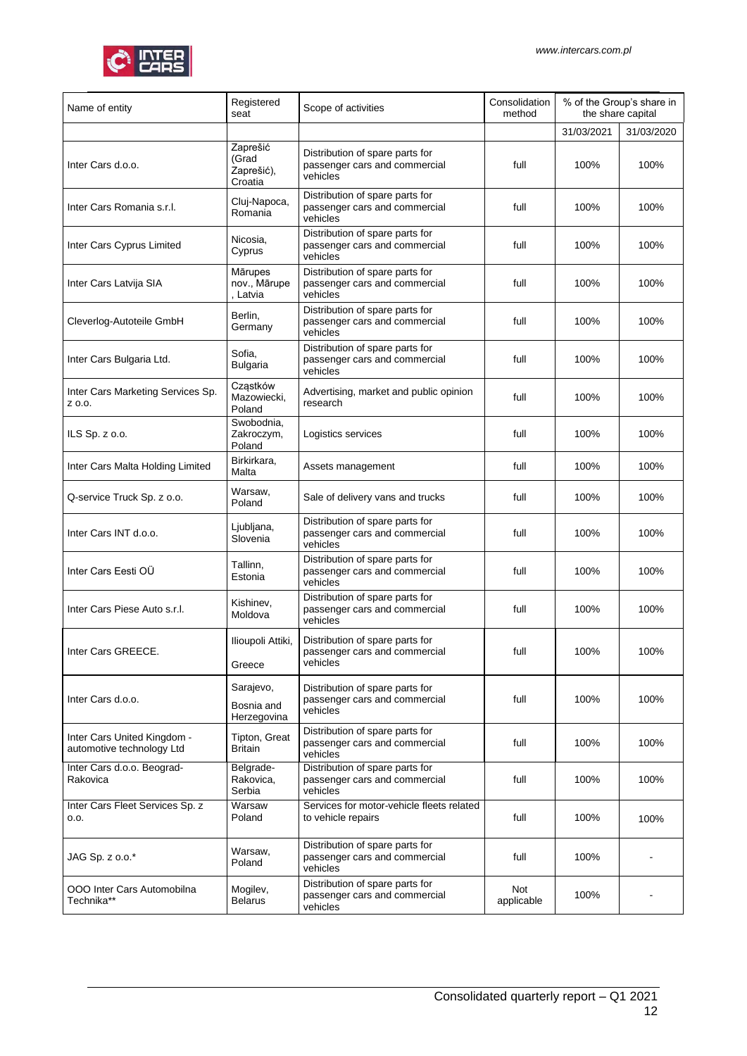| Name of entity | Registered seat | Scope of activities | Consolidation method | % of the Group's share in the share capital | |
|---|---|---|---|---|---|
| | | | | 31/03/2021 | 31/03/2020 |
| Inter Cars d.o.o. | Zaprešić (Grad Zaprešić), Croatia | Distribution of spare parts for passenger cars and commercial vehicles | full | 100% | 100% |
| Inter Cars Romania s.r.l. | Cluj-Napoca, Romania | Distribution of spare parts for passenger cars and commercial vehicles | full | 100% | 100% |
| Inter Cars Cyprus Limited | Nicosia, Cyprus | Distribution of spare parts for passenger cars and commercial vehicles | full | 100% | 100% |
| Inter Cars Latvija SIA | Mārupes nov., Mārupe , Latvia | Distribution of spare parts for passenger cars and commercial vehicles | full | 100% | 100% |
| Cleverlog-Autoteile GmbH | Berlin, Germany | Distribution of spare parts for passenger cars and commercial vehicles | full | 100% | 100% |
| Inter Cars Bulgaria Ltd. | Sofia, Bulgaria | Distribution of spare parts for passenger cars and commercial vehicles | full | 100% | 100% |
| Inter Cars Marketing Services Sp. z o.o. | Cząstków Mazowiecki, Poland | Advertising, market and public opinion research | full | 100% | 100% |
| ILS Sp. z o.o. | Swobodnia, Zakroczym, Poland | Logistics services | full | 100% | 100% |
| Inter Cars Malta Holding Limited | Birkirkara, Malta | Assets management | full | 100% | 100% |
| Q-service Truck Sp. z o.o. | Warsaw, Poland | Sale of delivery vans and trucks | full | 100% | 100% |
| Inter Cars INT d.o.o. | Ljubljana, Slovenia | Distribution of spare parts for passenger cars and commercial vehicles | full | 100% | 100% |
| Inter Cars Eesti OÜ | Tallinn, Estonia | Distribution of spare parts for passenger cars and commercial vehicles | full | 100% | 100% |
| Inter Cars Piese Auto s.r.l. | Kishinev, Moldova | Distribution of spare parts for passenger cars and commercial vehicles | full | 100% | 100% |
| Inter Cars GREECE. | Ilioupoli Attiki, Greece | Distribution of spare parts for passenger cars and commercial vehicles | full | 100% | 100% |
| Inter Cars d.o.o. | Sarajevo, Bosnia and Herzegovina | Distribution of spare parts for passenger cars and commercial vehicles | full | 100% | 100% |
| Inter Cars United Kingdom - automotive technology Ltd | Tipton, Great Britain | Distribution of spare parts for passenger cars and commercial vehicles | full | 100% | 100% |
| Inter Cars d.o.o. Beograd-Rakovica | Belgrade-Rakovica, Serbia | Distribution of spare parts for passenger cars and commercial vehicles | full | 100% | 100% |
| Inter Cars Fleet Services Sp. z o.o. | Warsaw Poland | Services for motor-vehicle fleets related to vehicle repairs | full | 100% | 100% |
| JAG Sp. z o.o.* | Warsaw, Poland | Distribution of spare parts for passenger cars and commercial vehicles | full | 100% | - |
| OOO Inter Cars Automobilna Technika** | Mogilev, Belarus | Distribution of spare parts for passenger cars and commercial vehicles | Not applicable | 100% | - |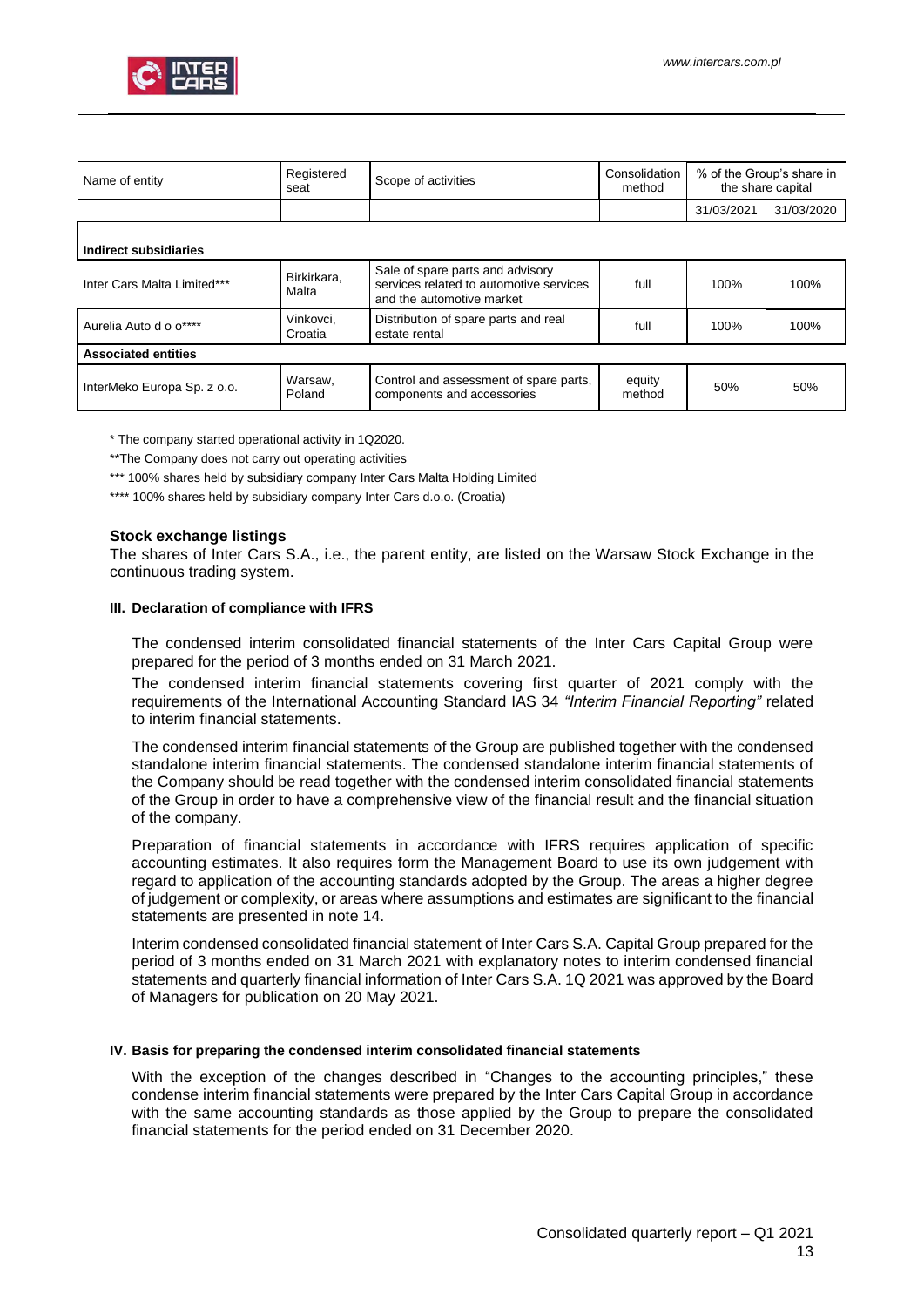| Name of entity | Registered seat | Scope of activities | Consolidation method | % of the Group's share in the share capital | |
|---|---|---|---|---|---|
| | | | | 31/03/2021 | 31/03/2020 |
| **Indirect subsidiaries** | | | | | |
| Inter Cars Malta Limited*** | Birkirkara, Malta | Sale of spare parts and advisory services related to automotive services and the automotive market | full | 100% | 100% |
| Aurelia Auto d o o**** | Vinkovci, Croatia | Distribution of spare parts and real estate rental | full | 100% | 100% |
| **Associated entities** | | | | | |
| InterMeko Europa Sp. z o.o. | Warsaw, Poland | Control and assessment of spare parts, components and accessories | equity method | 50% | 50% |

* The company started operational activity in 1Q2020.

**The Company does not carry out operating activities

*** 100% shares held by subsidiary company Inter Cars Malta Holding Limited

**** 100% shares held by subsidiary company Inter Cars d.o.o. (Croatia)

### Stock exchange listings

The shares of Inter Cars S.A., i.e., the parent entity, are listed on the Warsaw Stock Exchange in the continuous trading system.

#### III. Declaration of compliance with IFRS

The condensed interim consolidated financial statements of the Inter Cars Capital Group were prepared for the period of 3 months ended on 31 March 2021.

The condensed interim financial statements covering first quarter of 2021 comply with the requirements of the International Accounting Standard IAS 34 *"Interim Financial Reporting"* related to interim financial statements.

The condensed interim financial statements of the Group are published together with the condensed standalone interim financial statements. The condensed standalone interim financial statements of the Company should be read together with the condensed interim consolidated financial statements of the Group in order to have a comprehensive view of the financial result and the financial situation of the company.

Preparation of financial statements in accordance with IFRS requires application of specific accounting estimates. It also requires form the Management Board to use its own judgement with regard to application of the accounting standards adopted by the Group. The areas a higher degree of judgement or complexity, or areas where assumptions and estimates are significant to the financial statements are presented in note 14.

Interim condensed consolidated financial statement of Inter Cars S.A. Capital Group prepared for the period of 3 months ended on 31 March 2021 with explanatory notes to interim condensed financial statements and quarterly financial information of Inter Cars S.A. 1Q 2021 was approved by the Board of Managers for publication on 20 May 2021.

#### IV. Basis for preparing the condensed interim consolidated financial statements

With the exception of the changes described in "Changes to the accounting principles," these condense interim financial statements were prepared by the Inter Cars Capital Group in accordance with the same accounting standards as those applied by the Group to prepare the consolidated financial statements for the period ended on 31 December 2020.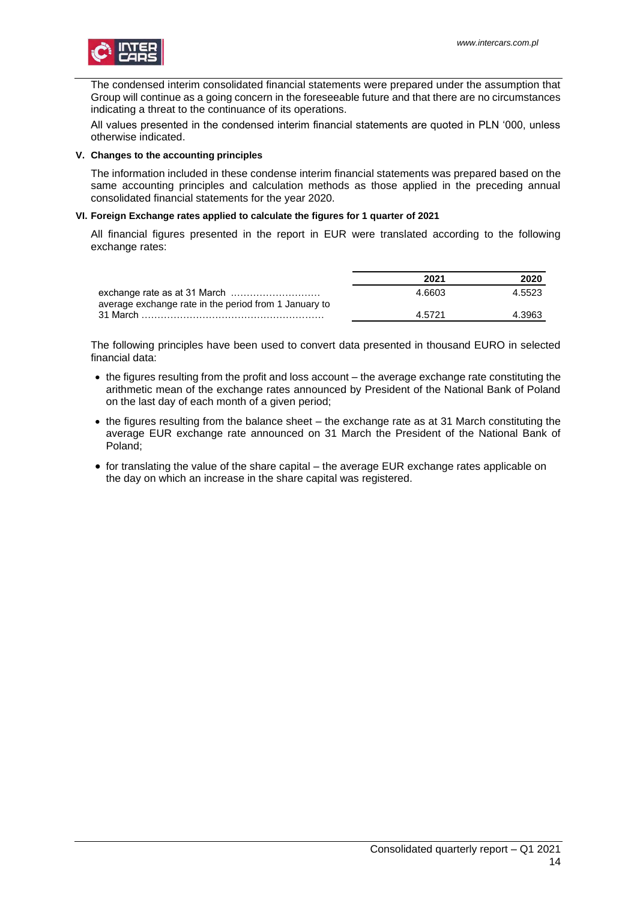The condensed interim consolidated financial statements were prepared under the assumption that Group will continue as a going concern in the foreseeable future and that there are no circumstances indicating a threat to the continuance of its operations.

All values presented in the condensed interim financial statements are quoted in PLN '000, unless otherwise indicated.

## V. Changes to the accounting principles

The information included in these condense interim financial statements was prepared based on the same accounting principles and calculation methods as those applied in the preceding annual consolidated financial statements for the year 2020.

## VI. Foreign Exchange rates applied to calculate the figures for 1 quarter of 2021

All financial figures presented in the report in EUR were translated according to the following exchange rates:

| | 2021 | 2020 |
|---|---|---|
| exchange rate as at 31 March ……………………… | 4.6603 | 4.5523 |
| average exchange rate in the period from 1 January to 31 March ………………………………………………… | 4.5721 | 4.3963 |

The following principles have been used to convert data presented in thousand EURO in selected financial data:

- the figures resulting from the profit and loss account – the average exchange rate constituting the arithmetic mean of the exchange rates announced by President of the National Bank of Poland on the last day of each month of a given period;
- the figures resulting from the balance sheet – the exchange rate as at 31 March constituting the average EUR exchange rate announced on 31 March the President of the National Bank of Poland;
- for translating the value of the share capital – the average EUR exchange rates applicable on the day on which an increase in the share capital was registered.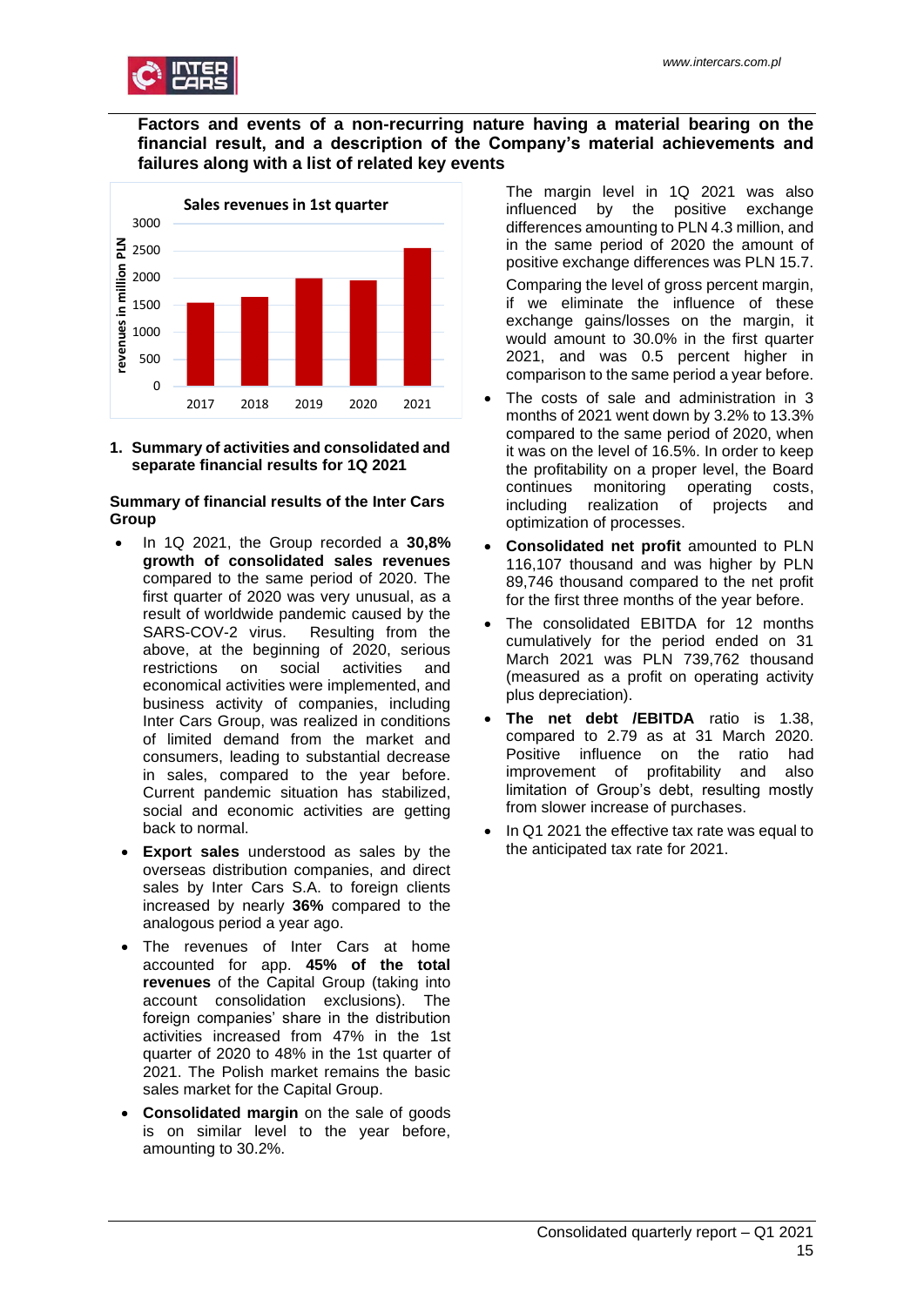## Factors and events of a non-recurring nature having a material bearing on the financial result, and a description of the Company's material achievements and failures along with a list of related key events

**Sales revenues in 1st quarter**

(revenues in million PLN; years: 2017, 2018, 2019, 2020, 2021)

### 1. Summary of activities and consolidated and separate financial results for 1Q 2021

**Summary of financial results of the Inter Cars Group**

- In 1Q 2021, the Group recorded a **30,8% growth of consolidated sales revenues** compared to the same period of 2020. The first quarter of 2020 was very unusual, as a result of worldwide pandemic caused by the SARS-COV-2 virus. Resulting from the above, at the beginning of 2020, serious restrictions on social activities and economical activities were implemented, and business activity of companies, including Inter Cars Group, was realized in conditions of limited demand from the market and consumers, leading to substantial decrease in sales, compared to the year before. Current pandemic situation has stabilized, social and economic activities are getting back to normal.
- **Export sales** understood as sales by the overseas distribution companies, and direct sales by Inter Cars S.A. to foreign clients increased by nearly **36%** compared to the analogous period a year ago.
- The revenues of Inter Cars at home accounted for app. **45% of the total revenues** of the Capital Group (taking into account consolidation exclusions). The foreign companies' share in the distribution activities increased from 47% in the 1st quarter of 2020 to 48% in the 1st quarter of 2021. The Polish market remains the basic sales market for the Capital Group.
- **Consolidated margin** on the sale of goods is on similar level to the year before, amounting to 30.2%.

  The margin level in 1Q 2021 was also influenced by the positive exchange differences amounting to PLN 4.3 million, and in the same period of 2020 the amount of positive exchange differences was PLN 15.7.

  Comparing the level of gross percent margin, if we eliminate the influence of these exchange gains/losses on the margin, it would amount to 30.0% in the first quarter 2021, and was 0.5 percent higher in comparison to the same period a year before.
- The costs of sale and administration in 3 months of 2021 went down by 3.2% to 13.3% compared to the same period of 2020, when it was on the level of 16.5%. In order to keep the profitability on a proper level, the Board continues monitoring operating costs, including realization of projects and optimization of processes.
- **Consolidated net profit** amounted to PLN 116,107 thousand and was higher by PLN 89,746 thousand compared to the net profit for the first three months of the year before.
- The consolidated EBITDA for 12 months cumulatively for the period ended on 31 March 2021 was PLN 739,762 thousand (measured as a profit on operating activity plus depreciation).
- **The net debt /EBITDA** ratio is 1.38, compared to 2.79 as at 31 March 2020. Positive influence on the ratio had improvement of profitability and also limitation of Group's debt, resulting mostly from slower increase of purchases.
- In Q1 2021 the effective tax rate was equal to the anticipated tax rate for 2021.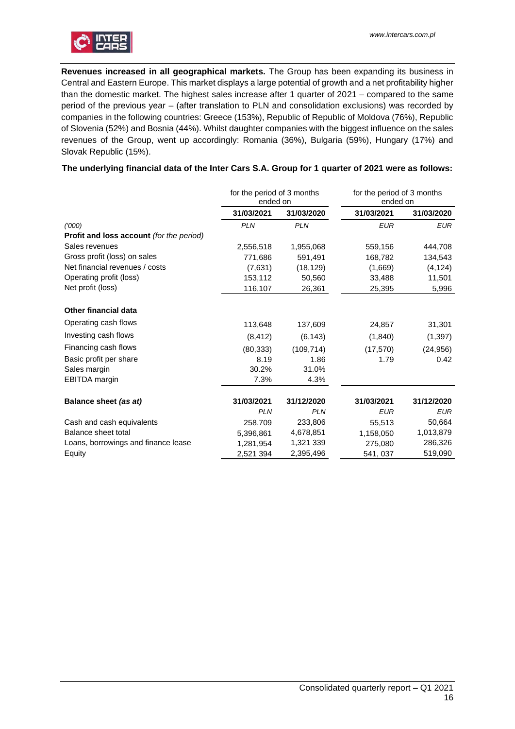**Revenues increased in all geographical markets.** The Group has been expanding its business in Central and Eastern Europe. This market displays a large potential of growth and a net profitability higher than the domestic market. The highest sales increase after 1 quarter of 2021 – compared to the same period of the previous year – (after translation to PLN and consolidation exclusions) was recorded by companies in the following countries: Greece (153%), Republic of Republic of Moldova (76%), Republic of Slovenia (52%) and Bosnia (44%). Whilst daughter companies with the biggest influence on the sales revenues of the Group, went up accordingly: Romania (36%), Bulgaria (59%), Hungary (17%) and Slovak Republic (15%).

**The underlying financial data of the Inter Cars S.A. Group for 1 quarter of 2021 were as follows:**

| | for the period of 3 months ended on | | for the period of 3 months ended on | |
|---|---|---|---|---|
| | **31/03/2021** | **31/03/2020** | **31/03/2021** | **31/03/2020** |
| *('000)* | *PLN* | *PLN* | *EUR* | *EUR* |
| **Profit and loss account** *(for the period)* | | | | |
| Sales revenues | 2,556,518 | 1,955,068 | 559,156 | 444,708 |
| Gross profit (loss) on sales | 771,686 | 591,491 | 168,782 | 134,543 |
| Net financial revenues / costs | (7,631) | (18,129) | (1,669) | (4,124) |
| Operating profit (loss) | 153,112 | 50,560 | 33,488 | 11,501 |
| Net profit (loss) | 116,107 | 26,361 | 25,395 | 5,996 |
| **Other financial data** | | | | |
| Operating cash flows | 113,648 | 137,609 | 24,857 | 31,301 |
| Investing cash flows | (8,412) | (6,143) | (1,840) | (1,397) |
| Financing cash flows | (80,333) | (109,714) | (17,570) | (24,956) |
| Basic profit per share | 8.19 | 1.86 | 1.79 | 0.42 |
| Sales margin | 30.2% | 31.0% | | |
| EBITDA margin | 7.3% | 4.3% | | |
| **Balance sheet** ***(as at)*** | **31/03/2021** | **31/12/2020** | **31/03/2021** | **31/12/2020** |
| | *PLN* | *PLN* | *EUR* | *EUR* |
| Cash and cash equivalents | 258,709 | 233,806 | 55,513 | 50,664 |
| Balance sheet total | 5,396,861 | 4,678,851 | 1,158,050 | 1,013,879 |
| Loans, borrowings and finance lease | 1,281,954 | 1,321 339 | 275,080 | 286,326 |
| Equity | 2,521 394 | 2,395,496 | 541, 037 | 519,090 |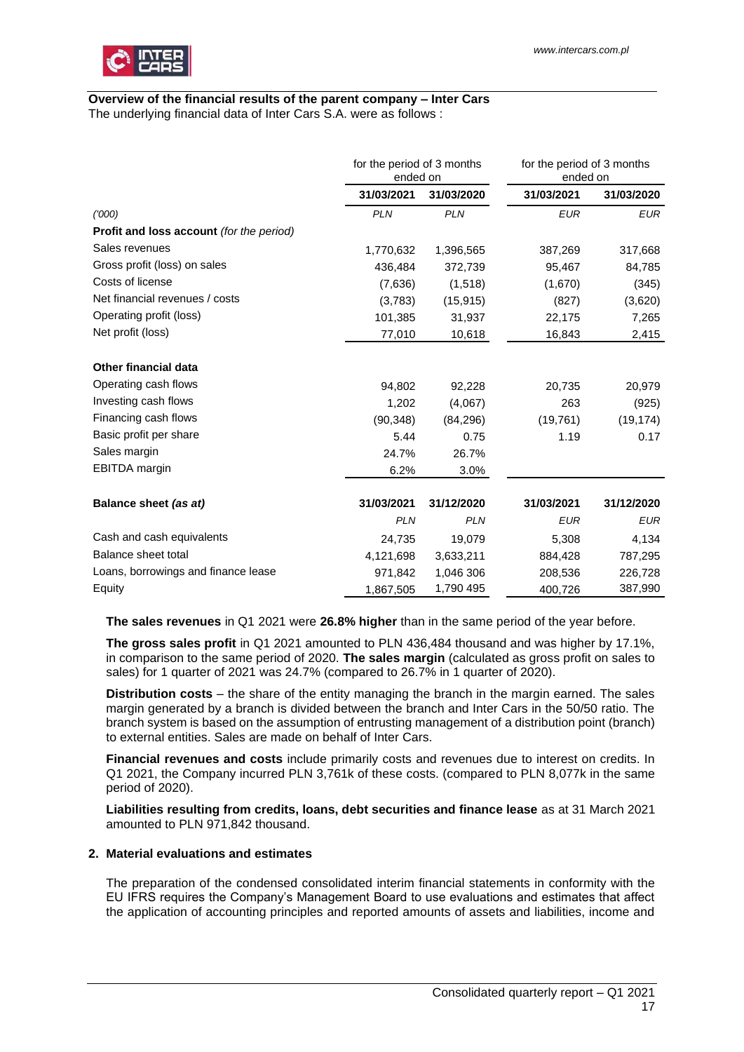**Overview of the financial results of the parent company – Inter Cars**

The underlying financial data of Inter Cars S.A. were as follows :

| | for the period of 3 months ended on | | for the period of 3 months ended on | |
|---|---|---|---|---|
| | **31/03/2021** | **31/03/2020** | **31/03/2021** | **31/03/2020** |
| *('000)* | *PLN* | *PLN* | *EUR* | *EUR* |
| **Profit and loss account** *(for the period)* | | | | |
| Sales revenues | 1,770,632 | 1,396,565 | 387,269 | 317,668 |
| Gross profit (loss) on sales | 436,484 | 372,739 | 95,467 | 84,785 |
| Costs of license | (7,636) | (1,518) | (1,670) | (345) |
| Net financial revenues / costs | (3,783) | (15,915) | (827) | (3,620) |
| Operating profit (loss) | 101,385 | 31,937 | 22,175 | 7,265 |
| Net profit (loss) | 77,010 | 10,618 | 16,843 | 2,415 |
| **Other financial data** | | | | |
| Operating cash flows | 94,802 | 92,228 | 20,735 | 20,979 |
| Investing cash flows | 1,202 | (4,067) | 263 | (925) |
| Financing cash flows | (90,348) | (84,296) | (19,761) | (19,174) |
| Basic profit per share | 5.44 | 0.75 | 1.19 | 0.17 |
| Sales margin | 24.7% | 26.7% | | |
| EBITDA margin | 6.2% | 3.0% | | |
| **Balance sheet** *(as at)* | **31/03/2021** | **31/12/2020** | **31/03/2021** | **31/12/2020** |
| | *PLN* | *PLN* | *EUR* | *EUR* |
| Cash and cash equivalents | 24,735 | 19,079 | 5,308 | 4,134 |
| Balance sheet total | 4,121,698 | 3,633,211 | 884,428 | 787,295 |
| Loans, borrowings and finance lease | 971,842 | 1,046 306 | 208,536 | 226,728 |
| Equity | 1,867,505 | 1,790 495 | 400,726 | 387,990 |

**The sales revenues** in Q1 2021 were **26.8% higher** than in the same period of the year before.

**The gross sales profit** in Q1 2021 amounted to PLN 436,484 thousand and was higher by 17.1%, in comparison to the same period of 2020. **The sales margin** (calculated as gross profit on sales to sales) for 1 quarter of 2021 was 24.7% (compared to 26.7% in 1 quarter of 2020).

**Distribution costs** – the share of the entity managing the branch in the margin earned. The sales margin generated by a branch is divided between the branch and Inter Cars in the 50/50 ratio. The branch system is based on the assumption of entrusting management of a distribution point (branch) to external entities. Sales are made on behalf of Inter Cars.

**Financial revenues and costs** include primarily costs and revenues due to interest on credits. In Q1 2021, the Company incurred PLN 3,761k of these costs. (compared to PLN 8,077k in the same period of 2020).

**Liabilities resulting from credits, loans, debt securities and finance lease** as at 31 March 2021 amounted to PLN 971,842 thousand.

## 2. Material evaluations and estimates

The preparation of the condensed consolidated interim financial statements in conformity with the EU IFRS requires the Company's Management Board to use evaluations and estimates that affect the application of accounting principles and reported amounts of assets and liabilities, income and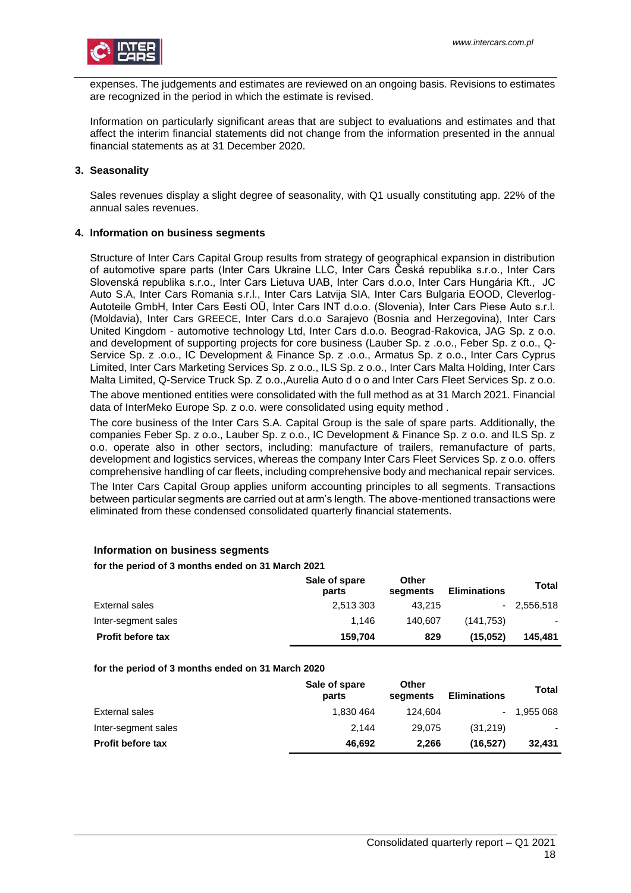expenses. The judgements and estimates are reviewed on an ongoing basis. Revisions to estimates are recognized in the period in which the estimate is revised.

Information on particularly significant areas that are subject to evaluations and estimates and that affect the interim financial statements did not change from the information presented in the annual financial statements as at 31 December 2020.

### 3. Seasonality

Sales revenues display a slight degree of seasonality, with Q1 usually constituting app. 22% of the annual sales revenues.

### 4. Information on business segments

Structure of Inter Cars Capital Group results from strategy of geographical expansion in distribution of automotive spare parts (Inter Cars Ukraine LLC, Inter Cars Česká republika s.r.o., Inter Cars Slovenská republika s.r.o., Inter Cars Lietuva UAB, Inter Cars d.o.o, Inter Cars Hungária Kft., JC Auto S.A, Inter Cars Romania s.r.l., Inter Cars Latvija SIA, Inter Cars Bulgaria EOOD, Cleverlog-Autoteile GmbH, Inter Cars Eesti OÜ, Inter Cars INT d.o.o. (Slovenia), Inter Cars Piese Auto s.r.l. (Moldavia), Inter Cars GREECE, Inter Cars d.o.o Sarajevo (Bosnia and Herzegovina), Inter Cars United Kingdom - automotive technology Ltd, Inter Cars d.o.o. Beograd-Rakovica, JAG Sp. z o.o. and development of supporting projects for core business (Lauber Sp. z .o.o., Feber Sp. z o.o., Q-Service Sp. z .o.o., IC Development & Finance Sp. z .o.o., Armatus Sp. z o.o., Inter Cars Cyprus Limited, Inter Cars Marketing Services Sp. z o.o., ILS Sp. z o.o., Inter Cars Malta Holding, Inter Cars Malta Limited, Q-Service Truck Sp. Z o.o.,Aurelia Auto d o o and Inter Cars Fleet Services Sp. z o.o.

The above mentioned entities were consolidated with the full method as at 31 March 2021. Financial data of InterMeko Europe Sp. z o.o. were consolidated using equity method .

The core business of the Inter Cars S.A. Capital Group is the sale of spare parts. Additionally, the companies Feber Sp. z o.o., Lauber Sp. z o.o., IC Development & Finance Sp. z o.o. and ILS Sp. z o.o. operate also in other sectors, including: manufacture of trailers, remanufacture of parts, development and logistics services, whereas the company Inter Cars Fleet Services Sp. z o.o. offers comprehensive handling of car fleets, including comprehensive body and mechanical repair services.

The Inter Cars Capital Group applies uniform accounting principles to all segments. Transactions between particular segments are carried out at arm's length. The above-mentioned transactions were eliminated from these condensed consolidated quarterly financial statements.

**Information on business segments**

**for the period of 3 months ended on 31 March 2021**

| | Sale of spare parts | Other segments | Eliminations | Total |
|---|---|---|---|---|
| External sales | 2,513 303 | 43,215 | - | 2,556,518 |
| Inter-segment sales | 1,146 | 140,607 | (141,753) | - |
| **Profit before tax** | **159,704** | **829** | **(15,052)** | **145,481** |

**for the period of 3 months ended on 31 March 2020**

| | Sale of spare parts | Other segments | Eliminations | Total |
|---|---|---|---|---|
| External sales | 1,830 464 | 124,604 | - | 1,955 068 |
| Inter-segment sales | 2,144 | 29,075 | (31,219) | - |
| **Profit before tax** | **46,692** | **2,266** | **(16,527)** | **32,431** |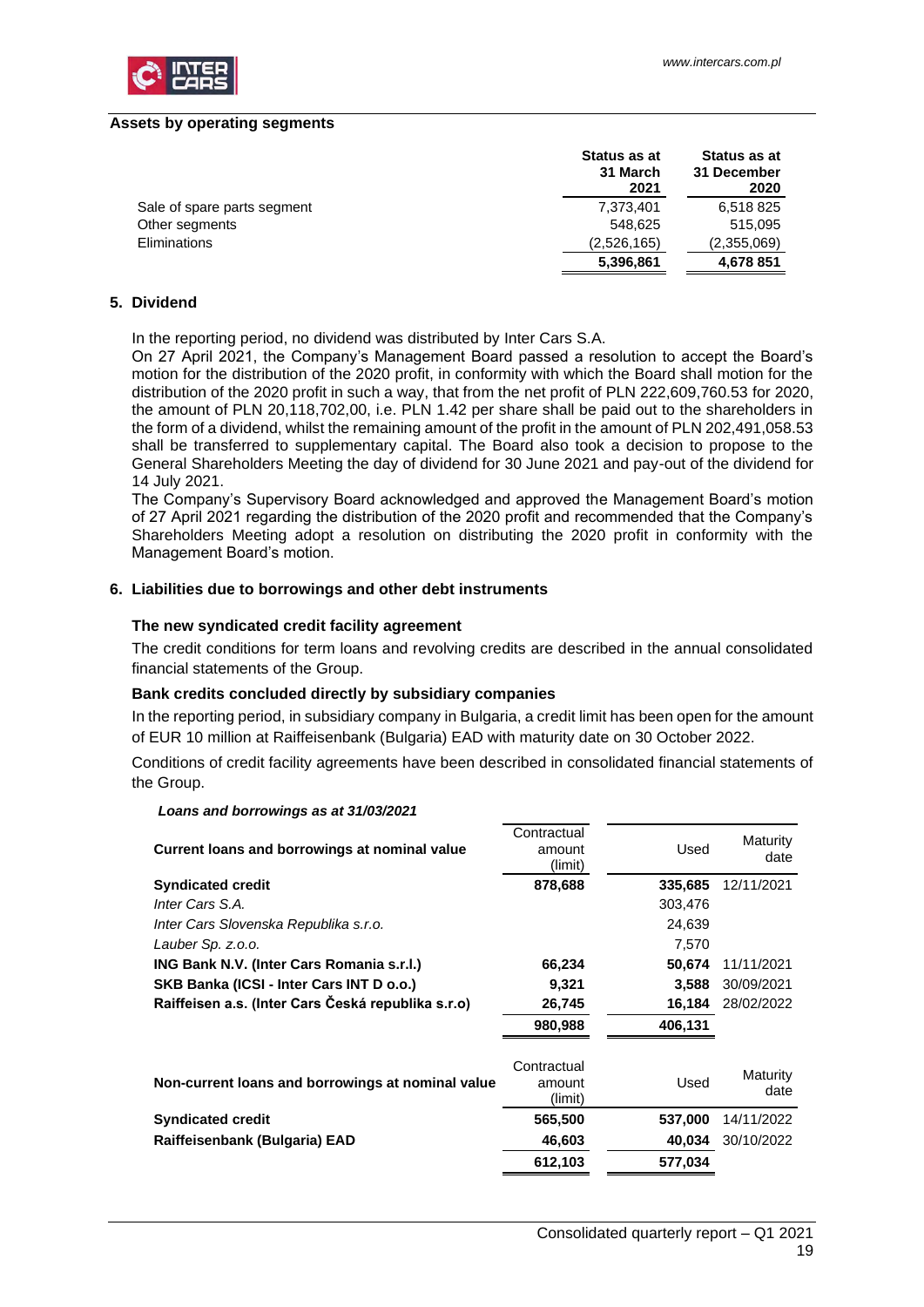**Assets by operating segments**

| | Status as at 31 March 2021 | Status as at 31 December 2020 |
|---|---|---|
| Sale of spare parts segment | 7,373,401 | 6,518 825 |
| Other segments | 548,625 | 515,095 |
| Eliminations | (2,526,165) | (2,355,069) |
| | **5,396,861** | **4,678 851** |

## 5. Dividend

In the reporting period, no dividend was distributed by Inter Cars S.A.

On 27 April 2021, the Company's Management Board passed a resolution to accept the Board's motion for the distribution of the 2020 profit, in conformity with which the Board shall motion for the distribution of the 2020 profit in such a way, that from the net profit of PLN 222,609,760.53 for 2020, the amount of PLN 20,118,702,00, i.e. PLN 1.42 per share shall be paid out to the shareholders in the form of a dividend, whilst the remaining amount of the profit in the amount of PLN 202,491,058.53 shall be transferred to supplementary capital. The Board also took a decision to propose to the General Shareholders Meeting the day of dividend for 30 June 2021 and pay-out of the dividend for 14 July 2021.

The Company's Supervisory Board acknowledged and approved the Management Board's motion of 27 April 2021 regarding the distribution of the 2020 profit and recommended that the Company's Shareholders Meeting adopt a resolution on distributing the 2020 profit in conformity with the Management Board's motion.

## 6. Liabilities due to borrowings and other debt instruments

### The new syndicated credit facility agreement

The credit conditions for term loans and revolving credits are described in the annual consolidated financial statements of the Group.

### Bank credits concluded directly by subsidiary companies

In the reporting period, in subsidiary company in Bulgaria, a credit limit has been open for the amount of EUR 10 million at Raiffeisenbank (Bulgaria) EAD with maturity date on 30 October 2022.

Conditions of credit facility agreements have been described in consolidated financial statements of the Group.

***Loans and borrowings as at 31/03/2021***

| **Current loans and borrowings at nominal value** | Contractual amount (limit) | Used | Maturity date |
|---|---|---|---|
| **Syndicated credit** | **878,688** | **335,685** | 12/11/2021 |
| *Inter Cars S.A.* | | 303,476 | |
| *Inter Cars Slovenska Republika s.r.o.* | | 24,639 | |
| *Lauber Sp. z.o.o.* | | 7,570 | |
| **ING Bank N.V. (Inter Cars Romania s.r.l.)** | **66,234** | **50,674** | 11/11/2021 |
| **SKB Banka (ICSI - Inter Cars INT D o.o.)** | **9,321** | **3,588** | 30/09/2021 |
| **Raiffeisen a.s. (Inter Cars Česká republika s.r.o)** | **26,745** | **16,184** | 28/02/2022 |
| | **980,988** | **406,131** | |

| **Non-current loans and borrowings at nominal value** | Contractual amount (limit) | Used | Maturity date |
|---|---|---|---|
| **Syndicated credit** | **565,500** | **537,000** | 14/11/2022 |
| **Raiffeisenbank (Bulgaria) EAD** | **46,603** | **40,034** | 30/10/2022 |
| | **612,103** | **577,034** | |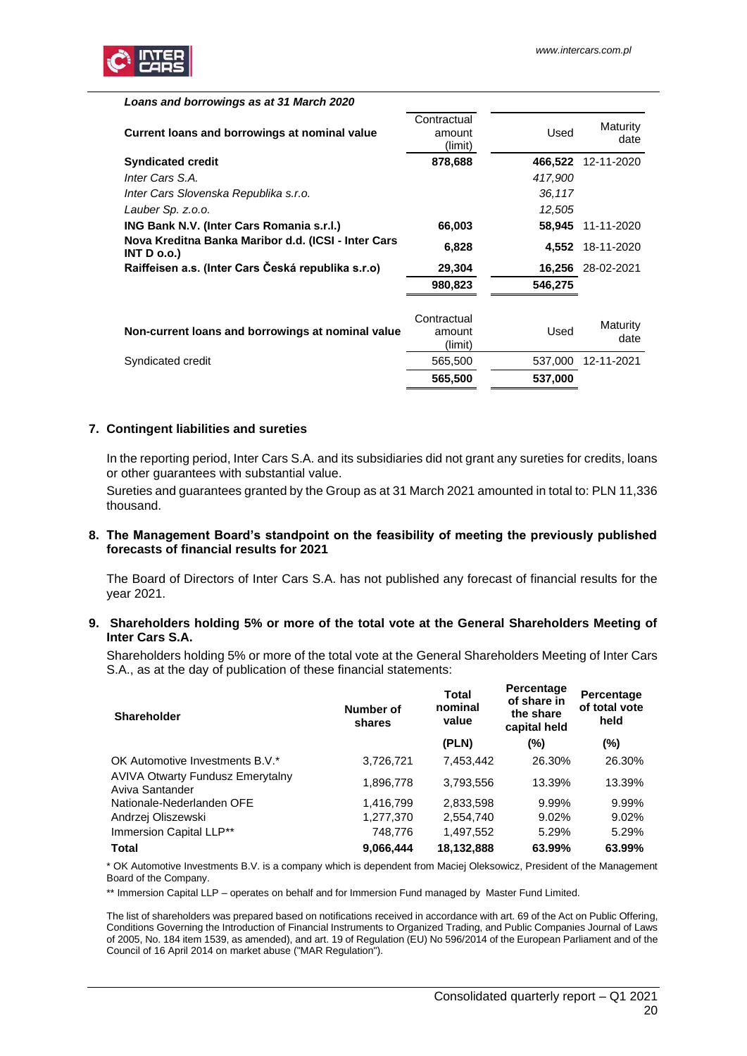*Loans and borrowings as at 31 March 2020*

| Current loans and borrowings at nominal value | Contractual amount (limit) | Used | Maturity date |
|---|---|---|---|
| **Syndicated credit** | **878,688** | **466,522** | 12-11-2020 |
| *Inter Cars S.A.* | | *417,900* | |
| *Inter Cars Slovenska Republika s.r.o.* | | *36,117* | |
| *Lauber Sp. z.o.o.* | | *12,505* | |
| **ING Bank N.V. (Inter Cars Romania s.r.l.)** | **66,003** | **58,945** | 11-11-2020 |
| **Nova Kreditna Banka Maribor d.d. (ICSI - Inter Cars INT D o.o.)** | **6,828** | **4,552** | 18-11-2020 |
| **Raiffeisen a.s. (Inter Cars Česká republika s.r.o)** | **29,304** | **16,256** | 28-02-2021 |
| | **980,823** | **546,275** | |

| Non-current loans and borrowings at nominal value | Contractual amount (limit) | Used | Maturity date |
|---|---|---|---|
| Syndicated credit | 565,500 | 537,000 | 12-11-2021 |
| | **565,500** | **537,000** | |

## 7. Contingent liabilities and sureties

In the reporting period, Inter Cars S.A. and its subsidiaries did not grant any sureties for credits, loans or other guarantees with substantial value.

Sureties and guarantees granted by the Group as at 31 March 2021 amounted in total to: PLN 11,336 thousand.

## 8. The Management Board's standpoint on the feasibility of meeting the previously published forecasts of financial results for 2021

The Board of Directors of Inter Cars S.A. has not published any forecast of financial results for the year 2021.

## 9. Shareholders holding 5% or more of the total vote at the General Shareholders Meeting of Inter Cars S.A.

Shareholders holding 5% or more of the total vote at the General Shareholders Meeting of Inter Cars S.A., as at the day of publication of these financial statements:

| Shareholder | Number of shares | Total nominal value | Percentage of share in the share capital held | Percentage of total vote held |
|---|---|---|---|---|
| | | (PLN) | (%) | (%) |
| OK Automotive Investments B.V.* | 3,726,721 | 7,453,442 | 26.30% | 26.30% |
| AVIVA Otwarty Fundusz Emerytalny Aviva Santander | 1,896,778 | 3,793,556 | 13.39% | 13.39% |
| Nationale-Nederlanden OFE | 1,416,799 | 2,833,598 | 9.99% | 9.99% |
| Andrzej Oliszewski | 1,277,370 | 2,554,740 | 9.02% | 9.02% |
| Immersion Capital LLP** | 748,776 | 1,497,552 | 5.29% | 5.29% |
| **Total** | **9,066,444** | **18,132,888** | **63.99%** | **63.99%** |

\* OK Automotive Investments B.V. is a company which is dependent from Maciej Oleksowicz, President of the Management Board of the Company.

\*\* Immersion Capital LLP – operates on behalf and for Immersion Fund managed by Master Fund Limited.

The list of shareholders was prepared based on notifications received in accordance with art. 69 of the Act on Public Offering, Conditions Governing the Introduction of Financial Instruments to Organized Trading, and Public Companies Journal of Laws of 2005, No. 184 item 1539, as amended), and art. 19 of Regulation (EU) No 596/2014 of the European Parliament and of the Council of 16 April 2014 on market abuse ("MAR Regulation").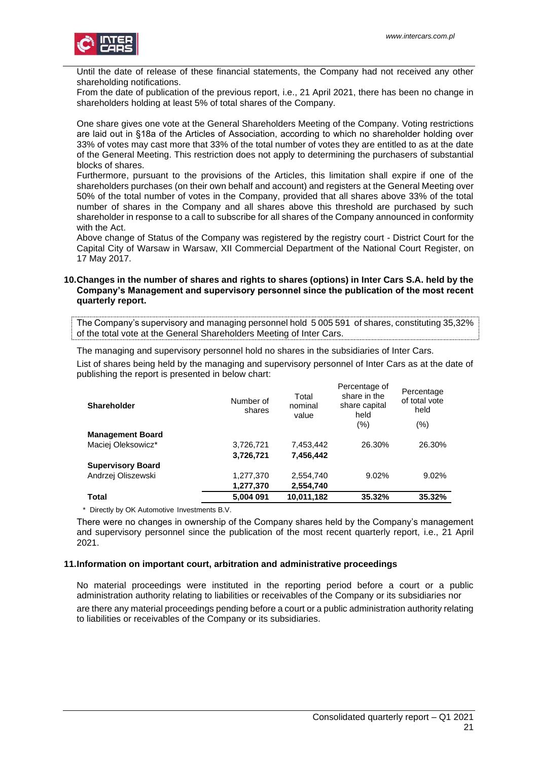Until the date of release of these financial statements, the Company had not received any other shareholding notifications.
From the date of publication of the previous report, i.e., 21 April 2021, there has been no change in shareholders holding at least 5% of total shares of the Company.

One share gives one vote at the General Shareholders Meeting of the Company. Voting restrictions are laid out in §18a of the Articles of Association, according to which no shareholder holding over 33% of votes may cast more that 33% of the total number of votes they are entitled to as at the date of the General Meeting. This restriction does not apply to determining the purchasers of substantial blocks of shares.
Furthermore, pursuant to the provisions of the Articles, this limitation shall expire if one of the shareholders purchases (on their own behalf and account) and registers at the General Meeting over 50% of the total number of votes in the Company, provided that all shares above 33% of the total number of shares in the Company and all shares above this threshold are purchased by such shareholder in response to a call to subscribe for all shares of the Company announced in conformity with the Act.
Above change of Status of the Company was registered by the registry court - District Court for the Capital City of Warsaw in Warsaw, XII Commercial Department of the National Court Register, on 17 May 2017.

## 10. Changes in the number of shares and rights to shares (options) in Inter Cars S.A. held by the Company's Management and supervisory personnel since the publication of the most recent quarterly report.

The Company's supervisory and managing personnel hold 5 005 591 of shares, constituting 35,32% of the total vote at the General Shareholders Meeting of Inter Cars.

The managing and supervisory personnel hold no shares in the subsidiaries of Inter Cars.

List of shares being held by the managing and supervisory personnel of Inter Cars as at the date of publishing the report is presented in below chart:

| Shareholder | Number of shares | Total nominal value | Percentage of share in the share capital held (%) | Percentage of total vote held (%) |
|---|---|---|---|---|
| **Management Board** | | | | |
| Maciej Oleksowicz* | 3,726,721 | 7,453,442 | 26.30% | 26.30% |
| | **3,726,721** | **7,456,442** | | |
| **Supervisory Board** | | | | |
| Andrzej Oliszewski | 1,277,370 | 2,554,740 | 9.02% | 9.02% |
| | **1,277,370** | **2,554,740** | | |
| **Total** | **5,004 091** | **10,011,182** | **35.32%** | **35.32%** |

\* Directly by OK Automotive Investments B.V.

There were no changes in ownership of the Company shares held by the Company's management and supervisory personnel since the publication of the most recent quarterly report, i.e., 21 April 2021.

## 11. Information on important court, arbitration and administrative proceedings

No material proceedings were instituted in the reporting period before a court or a public administration authority relating to liabilities or receivables of the Company or its subsidiaries nor are there any material proceedings pending before a court or a public administration authority relating to liabilities or receivables of the Company or its subsidiaries.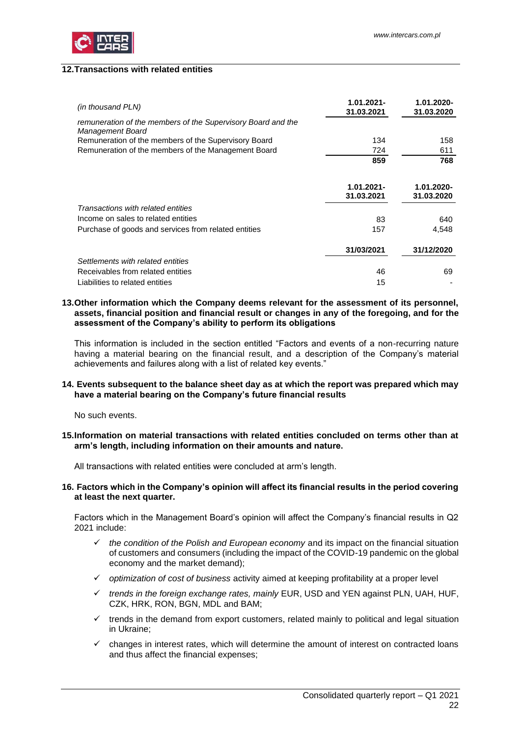## 12. Transactions with related entities

| *(in thousand PLN)* | 1.01.2021-31.03.2021 | 1.01.2020-31.03.2020 |
|---|---|---|
| *remuneration of the members of the Supervisory Board and the Management Board* | | |
| Remuneration of the members of the Supervisory Board | 134 | 158 |
| Remuneration of the members of the Management Board | 724 | 611 |
| | **859** | **768** |

| | 1.01.2021-31.03.2021 | 1.01.2020-31.03.2020 |
|---|---|---|
| *Transactions with related entities* | | |
| Income on sales to related entities | 83 | 640 |
| Purchase of goods and services from related entities | 157 | 4,548 |

| | 31/03/2021 | 31/12/2020 |
|---|---|---|
| *Settlements with related entities* | | |
| Receivables from related entities | 46 | 69 |
| Liabilities to related entities | 15 | - |

## 13. Other information which the Company deems relevant for the assessment of its personnel, assets, financial position and financial result or changes in any of the foregoing, and for the assessment of the Company's ability to perform its obligations

This information is included in the section entitled "Factors and events of a non-recurring nature having a material bearing on the financial result, and a description of the Company's material achievements and failures along with a list of related key events."

## 14. Events subsequent to the balance sheet day as at which the report was prepared which may have a material bearing on the Company's future financial results

No such events.

## 15. Information on material transactions with related entities concluded on terms other than at arm's length, including information on their amounts and nature.

All transactions with related entities were concluded at arm's length.

## 16. Factors which in the Company's opinion will affect its financial results in the period covering at least the next quarter.

Factors which in the Management Board's opinion will affect the Company's financial results in Q2 2021 include:

- ✓ *the condition of the Polish and European economy* and its impact on the financial situation of customers and consumers (including the impact of the COVID-19 pandemic on the global economy and the market demand);
- ✓ *optimization of cost of business* activity aimed at keeping profitability at a proper level
- ✓ *trends in the foreign exchange rates, mainly* EUR, USD and YEN against PLN, UAH, HUF, CZK, HRK, RON, BGN, MDL and BAM;
- ✓ trends in the demand from export customers, related mainly to political and legal situation in Ukraine;
- ✓ changes in interest rates, which will determine the amount of interest on contracted loans and thus affect the financial expenses;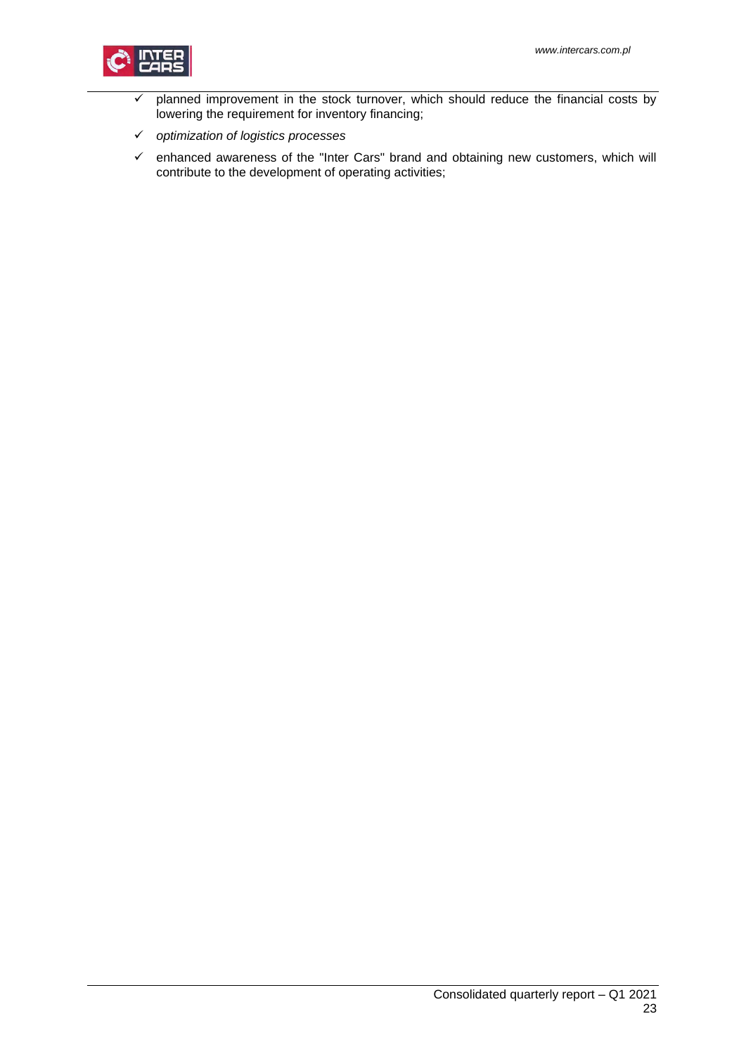- ✓ planned improvement in the stock turnover, which should reduce the financial costs by lowering the requirement for inventory financing;
- ✓ *optimization of logistics processes*
- ✓ enhanced awareness of the "Inter Cars" brand and obtaining new customers, which will contribute to the development of operating activities;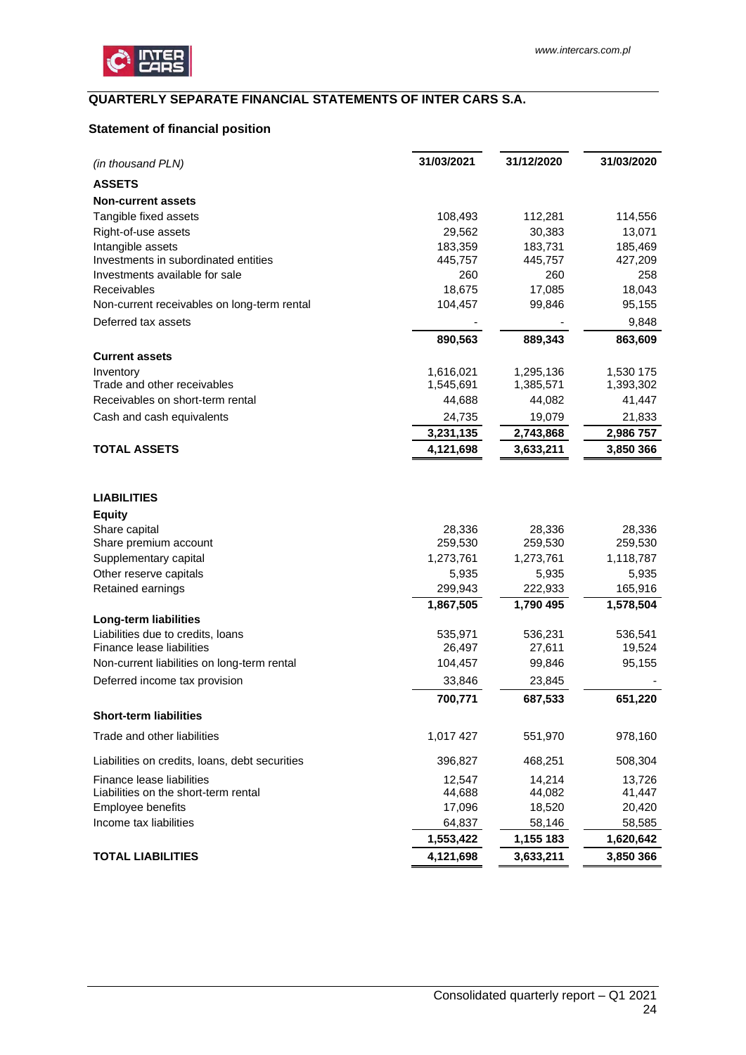## QUARTERLY SEPARATE FINANCIAL STATEMENTS OF INTER CARS S.A.

### Statement of financial position

| *(in thousand PLN)* | 31/03/2021 | 31/12/2020 | 31/03/2020 |
|---|---|---|---|
| **ASSETS** | | | |
| **Non-current assets** | | | |
| Tangible fixed assets | 108,493 | 112,281 | 114,556 |
| Right-of-use assets | 29,562 | 30,383 | 13,071 |
| Intangible assets | 183,359 | 183,731 | 185,469 |
| Investments in subordinated entities | 445,757 | 445,757 | 427,209 |
| Investments available for sale | 260 | 260 | 258 |
| Receivables | 18,675 | 17,085 | 18,043 |
| Non-current receivables on long-term rental | 104,457 | 99,846 | 95,155 |
| Deferred tax assets | - | - | 9,848 |
| | **890,563** | **889,343** | **863,609** |
| **Current assets** | | | |
| Inventory | 1,616,021 | 1,295,136 | 1,530 175 |
| Trade and other receivables | 1,545,691 | 1,385,571 | 1,393,302 |
| Receivables on short-term rental | 44,688 | 44,082 | 41,447 |
| Cash and cash equivalents | 24,735 | 19,079 | 21,833 |
| | **3,231,135** | **2,743,868** | **2,986 757** |
| **TOTAL ASSETS** | **4,121,698** | **3,633,211** | **3,850 366** |
| | | | |
| **LIABILITIES** | | | |
| **Equity** | | | |
| Share capital | 28,336 | 28,336 | 28,336 |
| Share premium account | 259,530 | 259,530 | 259,530 |
| Supplementary capital | 1,273,761 | 1,273,761 | 1,118,787 |
| Other reserve capitals | 5,935 | 5,935 | 5,935 |
| Retained earnings | 299,943 | 222,933 | 165,916 |
| | **1,867,505** | **1,790 495** | **1,578,504** |
| **Long-term liabilities** | | | |
| Liabilities due to credits, loans | 535,971 | 536,231 | 536,541 |
| Finance lease liabilities | 26,497 | 27,611 | 19,524 |
| Non-current liabilities on long-term rental | 104,457 | 99,846 | 95,155 |
| Deferred income tax provision | 33,846 | 23,845 | - |
| | **700,771** | **687,533** | **651,220** |
| **Short-term liabilities** | | | |
| Trade and other liabilities | 1,017 427 | 551,970 | 978,160 |
| Liabilities on credits, loans, debt securities | 396,827 | 468,251 | 508,304 |
| Finance lease liabilities | 12,547 | 14,214 | 13,726 |
| Liabilities on the short-term rental | 44,688 | 44,082 | 41,447 |
| Employee benefits | 17,096 | 18,520 | 20,420 |
| Income tax liabilities | 64,837 | 58,146 | 58,585 |
| | **1,553,422** | **1,155 183** | **1,620,642** |
| **TOTAL LIABILITIES** | **4,121,698** | **3,633,211** | **3,850 366** |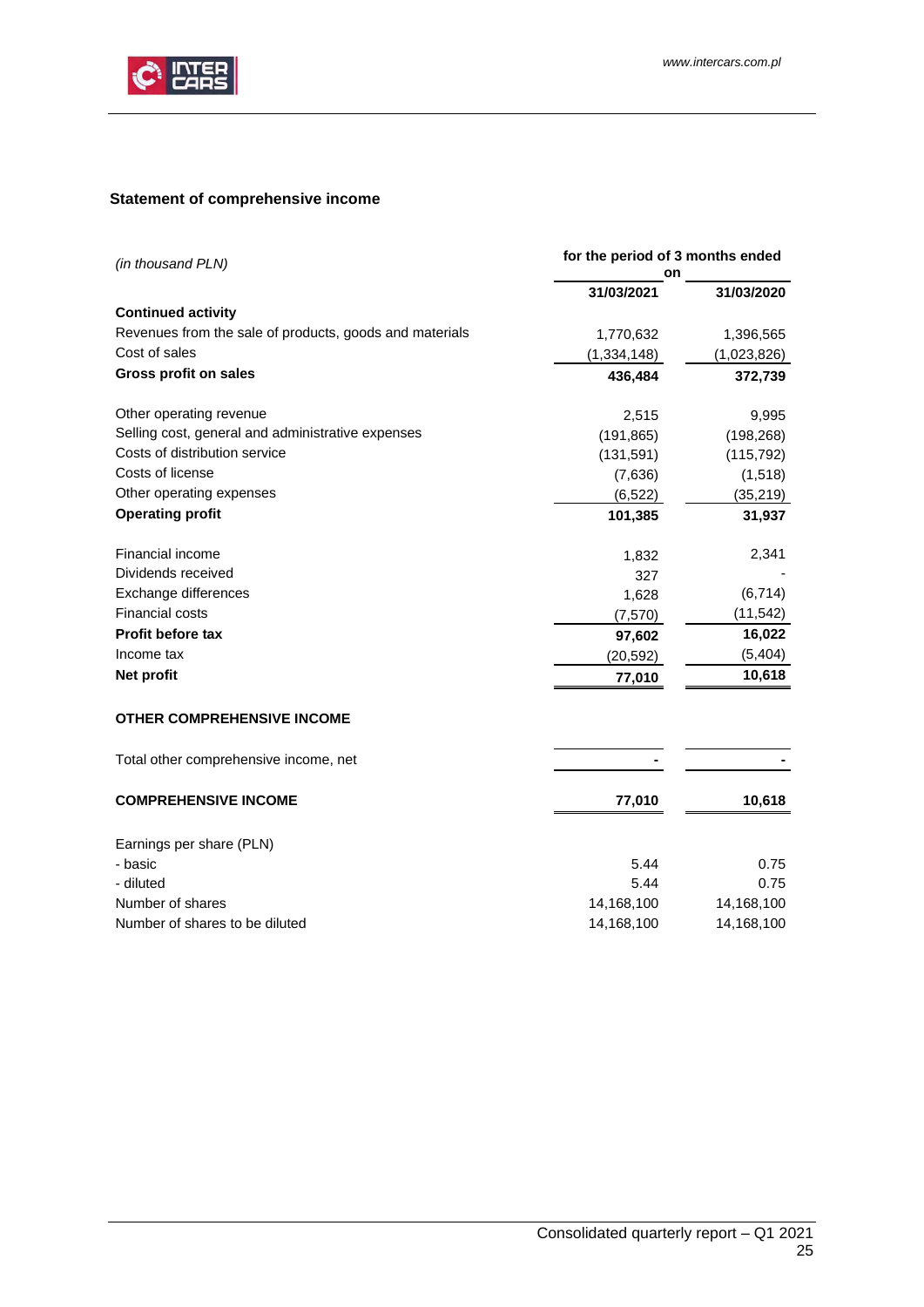## Statement of comprehensive income

| *(in thousand PLN)* | for the period of 3 months ended on | |
|---|---|---|
| | 31/03/2021 | 31/03/2020 |
| **Continued activity** | | |
| Revenues from the sale of products, goods and materials | 1,770,632 | 1,396,565 |
| Cost of sales | (1,334,148) | (1,023,826) |
| **Gross profit on sales** | **436,484** | **372,739** |
| Other operating revenue | 2,515 | 9,995 |
| Selling cost, general and administrative expenses | (191,865) | (198,268) |
| Costs of distribution service | (131,591) | (115,792) |
| Costs of license | (7,636) | (1,518) |
| Other operating expenses | (6,522) | (35,219) |
| **Operating profit** | **101,385** | **31,937** |
| Financial income | 1,832 | 2,341 |
| Dividends received | 327 | - |
| Exchange differences | 1,628 | (6,714) |
| Financial costs | (7,570) | (11,542) |
| **Profit before tax** | **97,602** | **16,022** |
| Income tax | (20,592) | (5,404) |
| **Net profit** | **77,010** | **10,618** |
| **OTHER COMPREHENSIVE INCOME** | | |
| Total other comprehensive income, net | - | - |
| **COMPREHENSIVE INCOME** | **77,010** | **10,618** |
| Earnings per share (PLN) | | |
| - basic | 5.44 | 0.75 |
| - diluted | 5.44 | 0.75 |
| Number of shares | 14,168,100 | 14,168,100 |
| Number of shares to be diluted | 14,168,100 | 14,168,100 |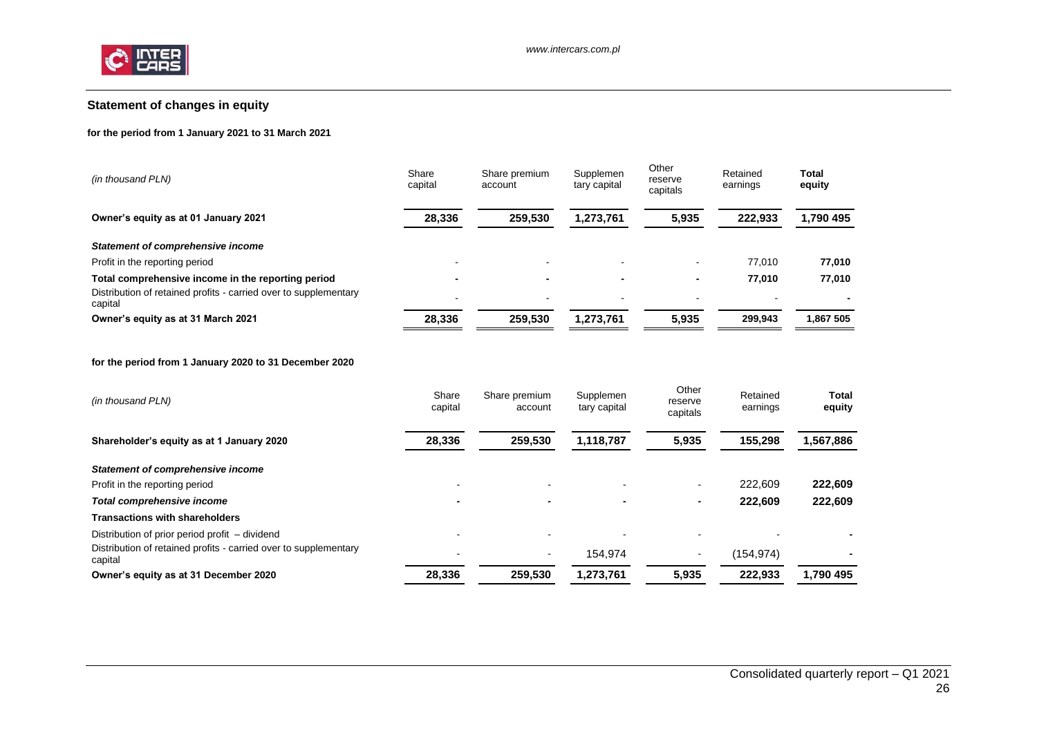## Statement of changes in equity

**for the period from 1 January 2021 to 31 March 2021**

| *(in thousand PLN)* | Share capital | Share premium account | Supplementary capital | Other reserve capitals | Retained earnings | **Total equity** |
|---|---|---|---|---|---|---|
| **Owner's equity as at 01 January 2021** | **28,336** | **259,530** | **1,273,761** | **5,935** | **222,933** | **1,790 495** |
| ***Statement of comprehensive income*** | | | | | | |
| Profit in the reporting period | - | - | - | - | 77,010 | **77,010** |
| **Total comprehensive income in the reporting period** | **-** | **-** | **-** | **-** | **77,010** | **77,010** |
| Distribution of retained profits - carried over to supplementary capital | - | - | - | - | - | **-** |
| **Owner's equity as at 31 March 2021** | **28,336** | **259,530** | **1,273,761** | **5,935** | **299,943** | **1,867 505** |

**for the period from 1 January 2020 to 31 December 2020**

| *(in thousand PLN)* | Share capital | Share premium account | Supplementary capital | Other reserve capitals | Retained earnings | **Total equity** |
|---|---|---|---|---|---|---|
| **Shareholder's equity as at 1 January 2020** | **28,336** | **259,530** | **1,118,787** | **5,935** | **155,298** | **1,567,886** |
| ***Statement of comprehensive income*** | | | | | | |
| Profit in the reporting period | - | - | - | - | 222,609 | **222,609** |
| ***Total comprehensive income*** | **-** | **-** | **-** | **-** | **222,609** | **222,609** |
| **Transactions with shareholders** | | | | | | |
| Distribution of prior period profit – dividend | - | - | - | - | - | **-** |
| Distribution of retained profits - carried over to supplementary capital | - | - | 154,974 | - | (154,974) | **-** |
| **Owner's equity as at 31 December 2020** | **28,336** | **259,530** | **1,273,761** | **5,935** | **222,933** | **1,790 495** |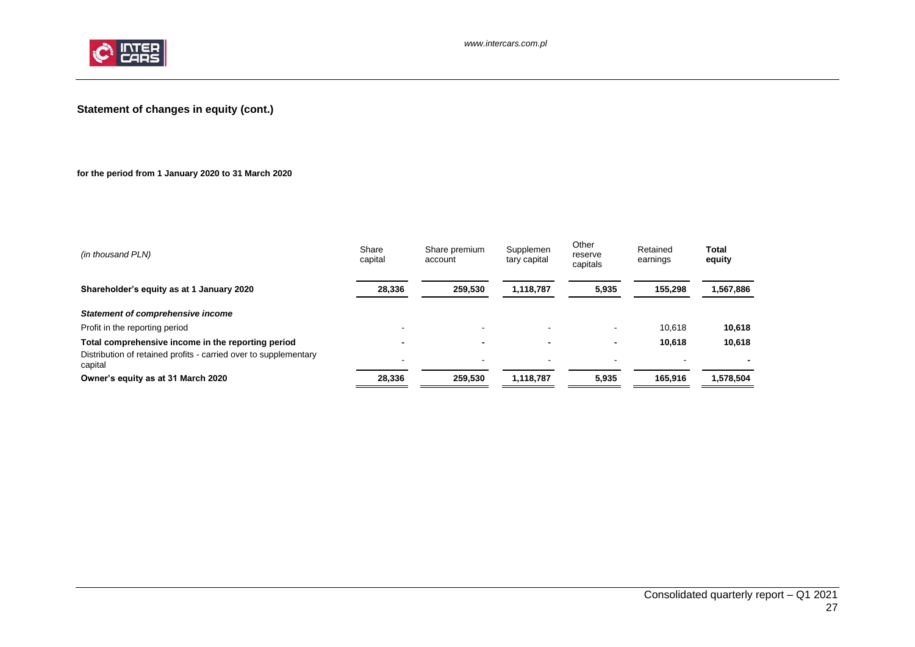## Statement of changes in equity (cont.)

**for the period from 1 January 2020 to 31 March 2020**

| *(in thousand PLN)* | Share capital | Share premium account | Supplementary capital | Other reserve capitals | Retained earnings | **Total equity** |
|---|---|---|---|---|---|---|
| **Shareholder's equity as at 1 January 2020** | **28,336** | **259,530** | **1,118,787** | **5,935** | **155,298** | **1,567,886** |
| ***Statement of comprehensive income*** | | | | | | |
| Profit in the reporting period | - | - | - | - | 10,618 | **10,618** |
| **Total comprehensive income in the reporting period** | **-** | **-** | **-** | **-** | **10,618** | **10,618** |
| Distribution of retained profits - carried over to supplementary capital | - | - | - | - | - | **-** |
| **Owner's equity as at 31 March 2020** | **28,336** | **259,530** | **1,118,787** | **5,935** | **165,916** | **1,578,504** |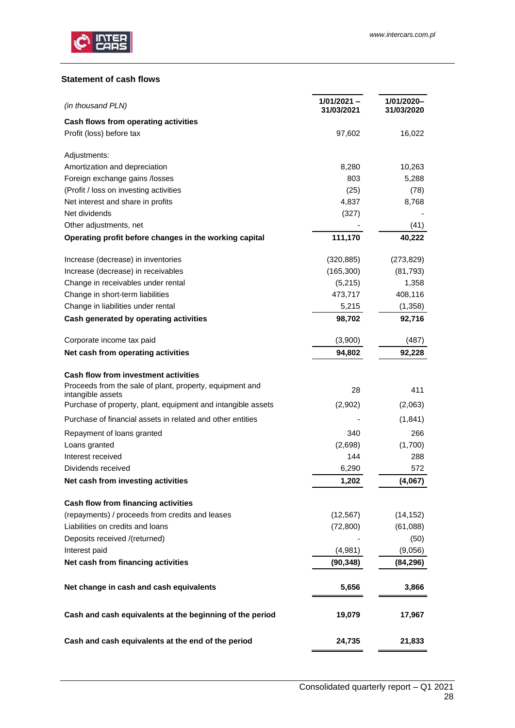### Statement of cash flows

| *(in thousand PLN)* | 1/01/2021 – 31/03/2021 | 1/01/2020– 31/03/2020 |
|---|---|---|
| **Cash flows from operating activities** | | |
| Profit (loss) before tax | 97,602 | 16,022 |
| | | |
| Adjustments: | | |
| Amortization and depreciation | 8,280 | 10,263 |
| Foreign exchange gains /losses | 803 | 5,288 |
| (Profit / loss on investing activities | (25) | (78) |
| Net interest and share in profits | 4,837 | 8,768 |
| Net dividends | (327) | - |
| Other adjustments, net | - | (41) |
| **Operating profit before changes in the working capital** | **111,170** | **40,222** |
| | | |
| Increase (decrease) in inventories | (320,885) | (273,829) |
| Increase (decrease) in receivables | (165,300) | (81,793) |
| Change in receivables under rental | (5,215) | 1,358 |
| Change in short-term liabilities | 473,717 | 408,116 |
| Change in liabilities under rental | 5,215 | (1,358) |
| **Cash generated by operating activities** | **98,702** | **92,716** |
| | | |
| Corporate income tax paid | (3,900) | (487) |
| **Net cash from operating activities** | **94,802** | **92,228** |
| | | |
| **Cash flow from investment activities** | | |
| Proceeds from the sale of plant, property, equipment and intangible assets | 28 | 411 |
| Purchase of property, plant, equipment and intangible assets | (2,902) | (2,063) |
| Purchase of financial assets in related and other entities | - | (1,841) |
| Repayment of loans granted | 340 | 266 |
| Loans granted | (2,698) | (1,700) |
| Interest received | 144 | 288 |
| Dividends received | 6,290 | 572 |
| **Net cash from investing activities** | **1,202** | **(4,067)** |
| | | |
| **Cash flow from financing activities** | | |
| (repayments) / proceeds from credits and leases | (12,567) | (14,152) |
| Liabilities on credits and loans | (72,800) | (61,088) |
| Deposits received /(returned) | - | (50) |
| Interest paid | (4,981) | (9,056) |
| **Net cash from financing activities** | **(90,348)** | **(84,296)** |
| | | |
| **Net change in cash and cash equivalents** | **5,656** | **3,866** |
| | | |
| **Cash and cash equivalents at the beginning of the period** | **19,079** | **17,967** |
| | | |
| **Cash and cash equivalents at the end of the period** | **24,735** | **21,833** |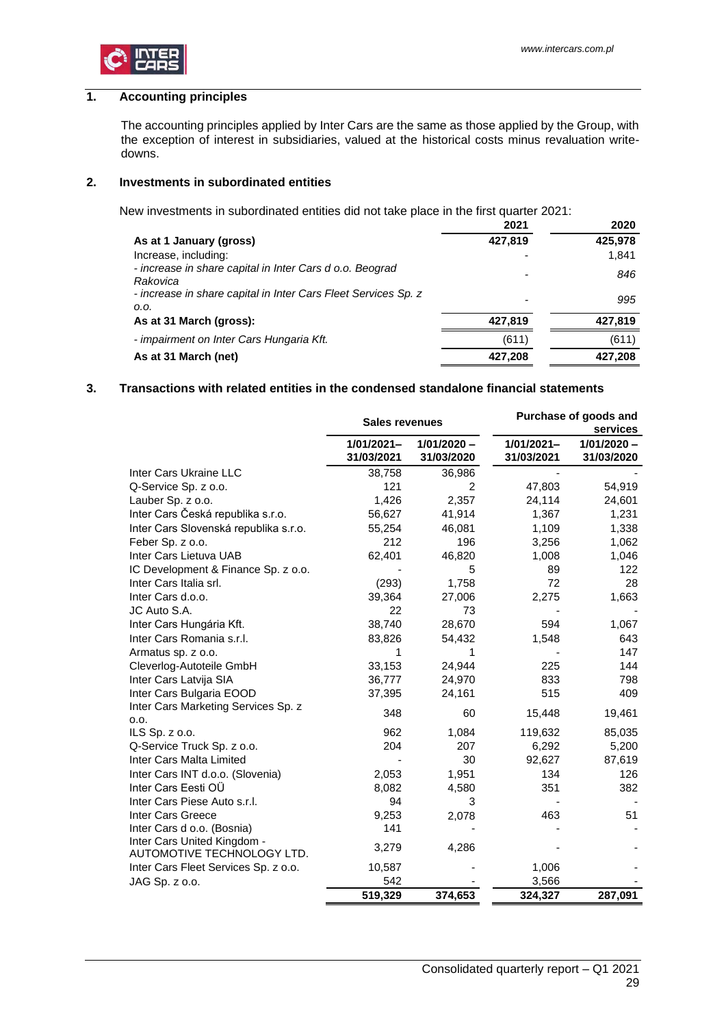## 1. Accounting principles

The accounting principles applied by Inter Cars are the same as those applied by the Group, with the exception of interest in subsidiaries, valued at the historical costs minus revaluation write-downs.

## 2. Investments in subordinated entities

New investments in subordinated entities did not take place in the first quarter 2021:

| | 2021 | 2020 |
|---|---|---|
| **As at 1 January (gross)** | **427,819** | **425,978** |
| Increase, including: | - | 1,841 |
| *- increase in share capital in Inter Cars d o.o. Beograd Rakovica* | - | *846* |
| *- increase in share capital in Inter Cars Fleet Services Sp. z o.o.* | - | *995* |
| **As at 31 March (gross):** | **427,819** | **427,819** |
| *- impairment on Inter Cars Hungaria Kft.* | (611) | (611) |
| **As at 31 March (net)** | **427,208** | **427,208** |

## 3. Transactions with related entities in the condensed standalone financial statements

| | Sales revenues | | Purchase of goods and services | |
|---|---|---|---|---|
| | 1/01/2021– 31/03/2021 | 1/01/2020 – 31/03/2020 | 1/01/2021– 31/03/2021 | 1/01/2020 – 31/03/2020 |
| Inter Cars Ukraine LLC | 38,758 | 36,986 | - | - |
| Q-Service Sp. z o.o. | 121 | 2 | 47,803 | 54,919 |
| Lauber Sp. z o.o. | 1,426 | 2,357 | 24,114 | 24,601 |
| Inter Cars Česká republika s.r.o. | 56,627 | 41,914 | 1,367 | 1,231 |
| Inter Cars Slovenská republika s.r.o. | 55,254 | 46,081 | 1,109 | 1,338 |
| Feber Sp. z o.o. | 212 | 196 | 3,256 | 1,062 |
| Inter Cars Lietuva UAB | 62,401 | 46,820 | 1,008 | 1,046 |
| IC Development & Finance Sp. z o.o. | - | 5 | 89 | 122 |
| Inter Cars Italia srl. | (293) | 1,758 | 72 | 28 |
| Inter Cars d.o.o. | 39,364 | 27,006 | 2,275 | 1,663 |
| JC Auto S.A. | 22 | 73 | - | - |
| Inter Cars Hungária Kft. | 38,740 | 28,670 | 594 | 1,067 |
| Inter Cars Romania s.r.l. | 83,826 | 54,432 | 1,548 | 643 |
| Armatus sp. z o.o. | 1 | 1 | - | 147 |
| Cleverlog-Autoteile GmbH | 33,153 | 24,944 | 225 | 144 |
| Inter Cars Latvija SIA | 36,777 | 24,970 | 833 | 798 |
| Inter Cars Bulgaria EOOD | 37,395 | 24,161 | 515 | 409 |
| Inter Cars Marketing Services Sp. z o.o. | 348 | 60 | 15,448 | 19,461 |
| ILS Sp. z o.o. | 962 | 1,084 | 119,632 | 85,035 |
| Q-Service Truck Sp. z o.o. | 204 | 207 | 6,292 | 5,200 |
| Inter Cars Malta Limited | - | 30 | 92,627 | 87,619 |
| Inter Cars INT d.o.o. (Slovenia) | 2,053 | 1,951 | 134 | 126 |
| Inter Cars Eesti OÜ | 8,082 | 4,580 | 351 | 382 |
| Inter Cars Piese Auto s.r.l. | 94 | 3 | - | - |
| Inter Cars Greece | 9,253 | 2,078 | 463 | 51 |
| Inter Cars d o.o. (Bosnia) | 141 | - | - | - |
| Inter Cars United Kingdom - AUTOMOTIVE TECHNOLOGY LTD. | 3,279 | 4,286 | - | - |
| Inter Cars Fleet Services Sp. z o.o. | 10,587 | - | 1,006 | - |
| JAG Sp. z o.o. | 542 | - | 3,566 | - |
| | **519,329** | **374,653** | **324,327** | **287,091** |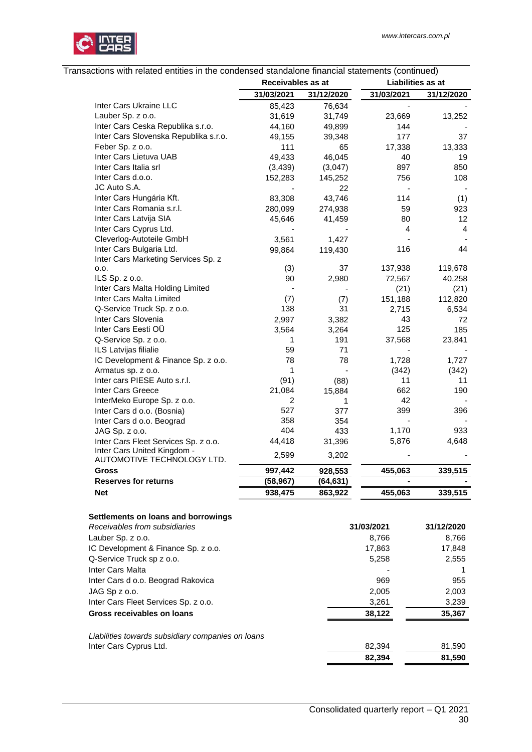Transactions with related entities in the condensed standalone financial statements (continued)

| | Receivables as at | | Liabilities as at | |
|---|---|---|---|---|
| | 31/03/2021 | 31/12/2020 | 31/03/2021 | 31/12/2020 |
| Inter Cars Ukraine LLC | 85,423 | 76,634 | - | - |
| Lauber Sp. z o.o. | 31,619 | 31,749 | 23,669 | 13,252 |
| Inter Cars Ceska Republika s.r.o. | 44,160 | 49,899 | 144 | - |
| Inter Cars Slovenska Republika s.r.o. | 49,155 | 39,348 | 177 | 37 |
| Feber Sp. z o.o. | 111 | 65 | 17,338 | 13,333 |
| Inter Cars Lietuva UAB | 49,433 | 46,045 | 40 | 19 |
| Inter Cars Italia srl | (3,439) | (3,047) | 897 | 850 |
| Inter Cars d.o.o. | 152,283 | 145,252 | 756 | 108 |
| JC Auto S.A. | - | 22 | - | - |
| Inter Cars Hungária Kft. | 83,308 | 43,746 | 114 | (1) |
| Inter Cars Romania s.r.l. | 280,099 | 274,938 | 59 | 923 |
| Inter Cars Latvija SIA | 45,646 | 41,459 | 80 | 12 |
| Inter Cars Cyprus Ltd. | - | - | 4 | 4 |
| Cleverlog-Autoteile GmbH | 3,561 | 1,427 | - | - |
| Inter Cars Bulgaria Ltd. | 99,864 | 119,430 | 116 | 44 |
| Inter Cars Marketing Services Sp. z o.o. | (3) | 37 | 137,938 | 119,678 |
| ILS Sp. z o.o. | 90 | 2,980 | 72,567 | 40,258 |
| Inter Cars Malta Holding Limited | - | - | (21) | (21) |
| Inter Cars Malta Limited | (7) | (7) | 151,188 | 112,820 |
| Q-Service Truck Sp. z o.o. | 138 | 31 | 2,715 | 6,534 |
| Inter Cars Slovenia | 2,997 | 3,382 | 43 | 72 |
| Inter Cars Eesti OÜ | 3,564 | 3,264 | 125 | 185 |
| Q-Service Sp. z o.o. | 1 | 191 | 37,568 | 23,841 |
| ILS Latvijas filialie | 59 | 71 | - | - |
| IC Development & Finance Sp. z o.o. | 78 | 78 | 1,728 | 1,727 |
| Armatus sp. z o.o. | 1 | - | (342) | (342) |
| Inter cars PIESE Auto s.r.l. | (91) | (88) | 11 | 11 |
| Inter Cars Greece | 21,084 | 15,884 | 662 | 190 |
| InterMeko Europe Sp. z o.o. | 2 | 1 | 42 | - |
| Inter Cars d o.o. (Bosnia) | 527 | 377 | 399 | 396 |
| Inter Cars d o.o. Beograd | 358 | 354 | - | - |
| JAG Sp. z o.o. | 404 | 433 | 1,170 | 933 |
| Inter Cars Fleet Services Sp. z o.o. | 44,418 | 31,396 | 5,876 | 4,648 |
| Inter Cars United Kingdom - AUTOMOTIVE TECHNOLOGY LTD. | 2,599 | 3,202 | - | - |
| **Gross** | **997,442** | **928,553** | **455,063** | **339,515** |
| **Reserves for returns** | **(58,967)** | **(64,631)** | **-** | **-** |
| **Net** | **938,475** | **863,922** | **455,063** | **339,515** |

**Settlements on loans and borrowings**

| *Receivables from subsidiaries* | 31/03/2021 | 31/12/2020 |
|---|---|---|
| Lauber Sp. z o.o. | 8,766 | 8,766 |
| IC Development & Finance Sp. z o.o. | 17,863 | 17,848 |
| Q-Service Truck sp z o.o. | 5,258 | 2,555 |
| Inter Cars Malta | - | 1 |
| Inter Cars d o.o. Beograd Rakovica | 969 | 955 |
| JAG Sp z o.o. | 2,005 | 2,003 |
| Inter Cars Fleet Services Sp. z o.o. | 3,261 | 3,239 |
| **Gross receivables on loans** | **38,122** | **35,367** |

| *Liabilities towards subsidiary companies on loans* | | |
|---|---|---|
| Inter Cars Cyprus Ltd. | 82,394 | 81,590 |
| | **82,394** | **81,590** |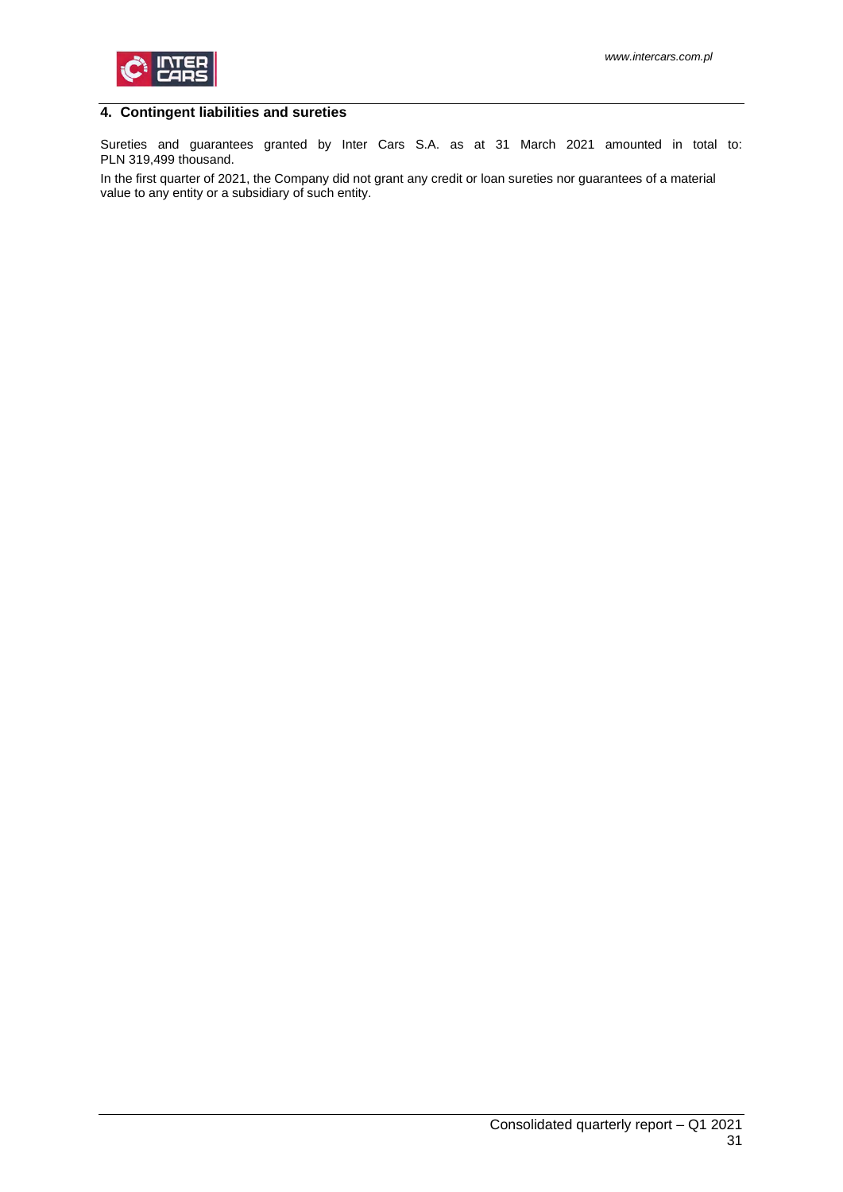## 4. Contingent liabilities and sureties

Sureties and guarantees granted by Inter Cars S.A. as at 31 March 2021 amounted in total to: PLN 319,499 thousand.

In the first quarter of 2021, the Company did not grant any credit or loan sureties nor guarantees of a material value to any entity or a subsidiary of such entity.